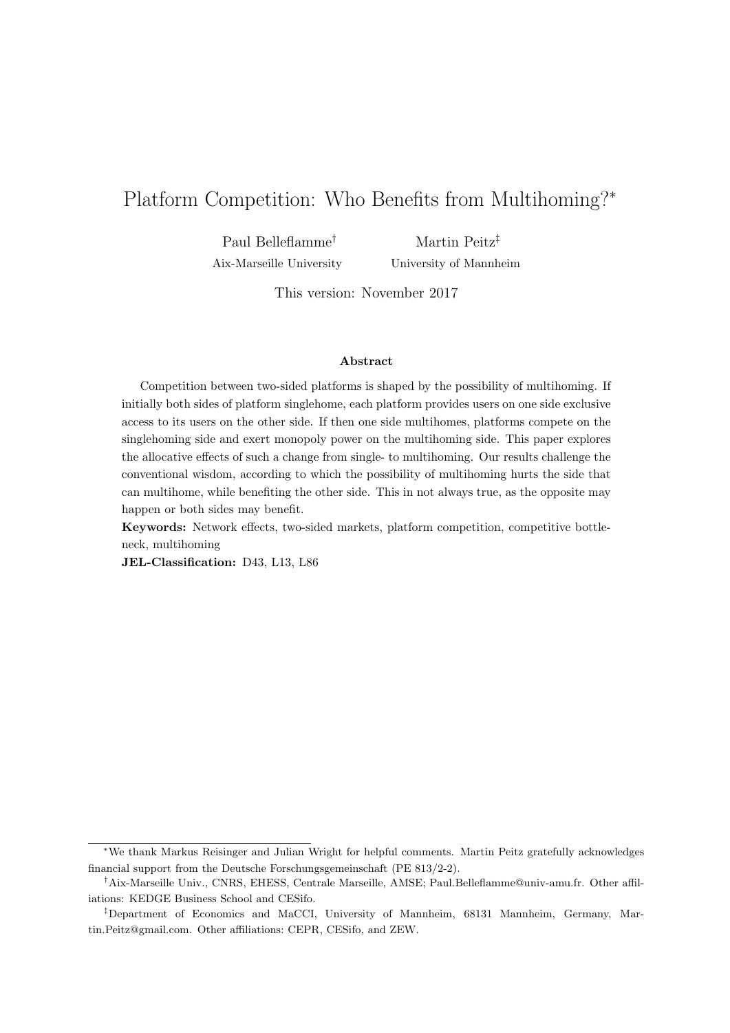# Platform Competition: Who Benefits from Multihoming?*

Paul Belleflamme[†]
Aix-Marseille University

Martin Peitz[‡]
University of Mannheim

This version: November 2017

### Abstract

Competition between two-sided platforms is shaped by the possibility of multihoming. If initially both sides of platform singlehome, each platform provides users on one side exclusive access to its users on the other side. If then one side multihomes, platforms compete on the singlehoming side and exert monopoly power on the multihoming side. This paper explores the allocative effects of such a change from single- to multihoming. Our results challenge the conventional wisdom, according to which the possibility of multihoming hurts the side that can multihome, while benefiting the other side. This in not always true, as the opposite may happen or both sides may benefit.

**Keywords:** Network effects, two-sided markets, platform competition, competitive bottleneck, multihoming

**JEL-Classification:** D43, L13, L86

---

*We thank Markus Reisinger and Julian Wright for helpful comments. Martin Peitz gratefully acknowledges financial support from the Deutsche Forschungsgemeinschaft (PE 813/2-2).

[†]Aix-Marseille Univ., CNRS, EHESS, Centrale Marseille, AMSE; Paul.Belleflamme@univ-amu.fr. Other affiliations: KEDGE Business School and CESifo.

[‡]Department of Economics and MaCCI, University of Mannheim, 68131 Mannheim, Germany, Martin.Peitz@gmail.com. Other affiliations: CEPR, CESifo, and ZEW.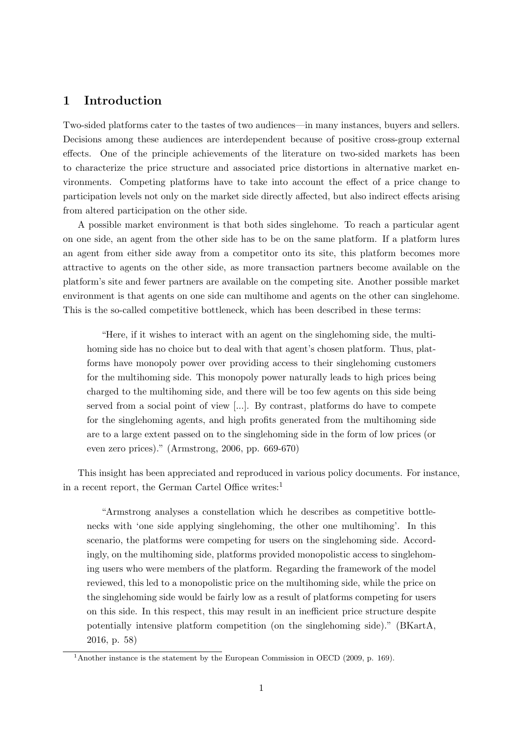# 1 Introduction

Two-sided platforms cater to the tastes of two audiences—in many instances, buyers and sellers. Decisions among these audiences are interdependent because of positive cross-group external effects. One of the principle achievements of the literature on two-sided markets has been to characterize the price structure and associated price distortions in alternative market environments. Competing platforms have to take into account the effect of a price change to participation levels not only on the market side directly affected, but also indirect effects arising from altered participation on the other side.

A possible market environment is that both sides singlehome. To reach a particular agent on one side, an agent from the other side has to be on the same platform. If a platform lures an agent from either side away from a competitor onto its site, this platform becomes more attractive to agents on the other side, as more transaction partners become available on the platform's site and fewer partners are available on the competing site. Another possible market environment is that agents on one side can multihome and agents on the other can singlehome. This is the so-called competitive bottleneck, which has been described in these terms:

> "Here, if it wishes to interact with an agent on the singlehoming side, the multihoming side has no choice but to deal with that agent's chosen platform. Thus, platforms have monopoly power over providing access to their singlehoming customers for the multihoming side. This monopoly power naturally leads to high prices being charged to the multihoming side, and there will be too few agents on this side being served from a social point of view [...]. By contrast, platforms do have to compete for the singlehoming agents, and high profits generated from the multihoming side are to a large extent passed on to the singlehoming side in the form of low prices (or even zero prices)." (Armstrong, 2006, pp. 669-670)

This insight has been appreciated and reproduced in various policy documents. For instance, in a recent report, the German Cartel Office writes:[1]

> "Armstrong analyses a constellation which he describes as competitive bottlenecks with 'one side applying singlehoming, the other one multihoming'. In this scenario, the platforms were competing for users on the singlehoming side. Accordingly, on the multihoming side, platforms provided monopolistic access to singlehoming users who were members of the platform. Regarding the framework of the model reviewed, this led to a monopolistic price on the multihoming side, while the price on the singlehoming side would be fairly low as a result of platforms competing for users on this side. In this respect, this may result in an inefficient price structure despite potentially intensive platform competition (on the singlehoming side)." (BKartA, 2016, p. 58)

[1] Another instance is the statement by the European Commission in OECD (2009, p. 169).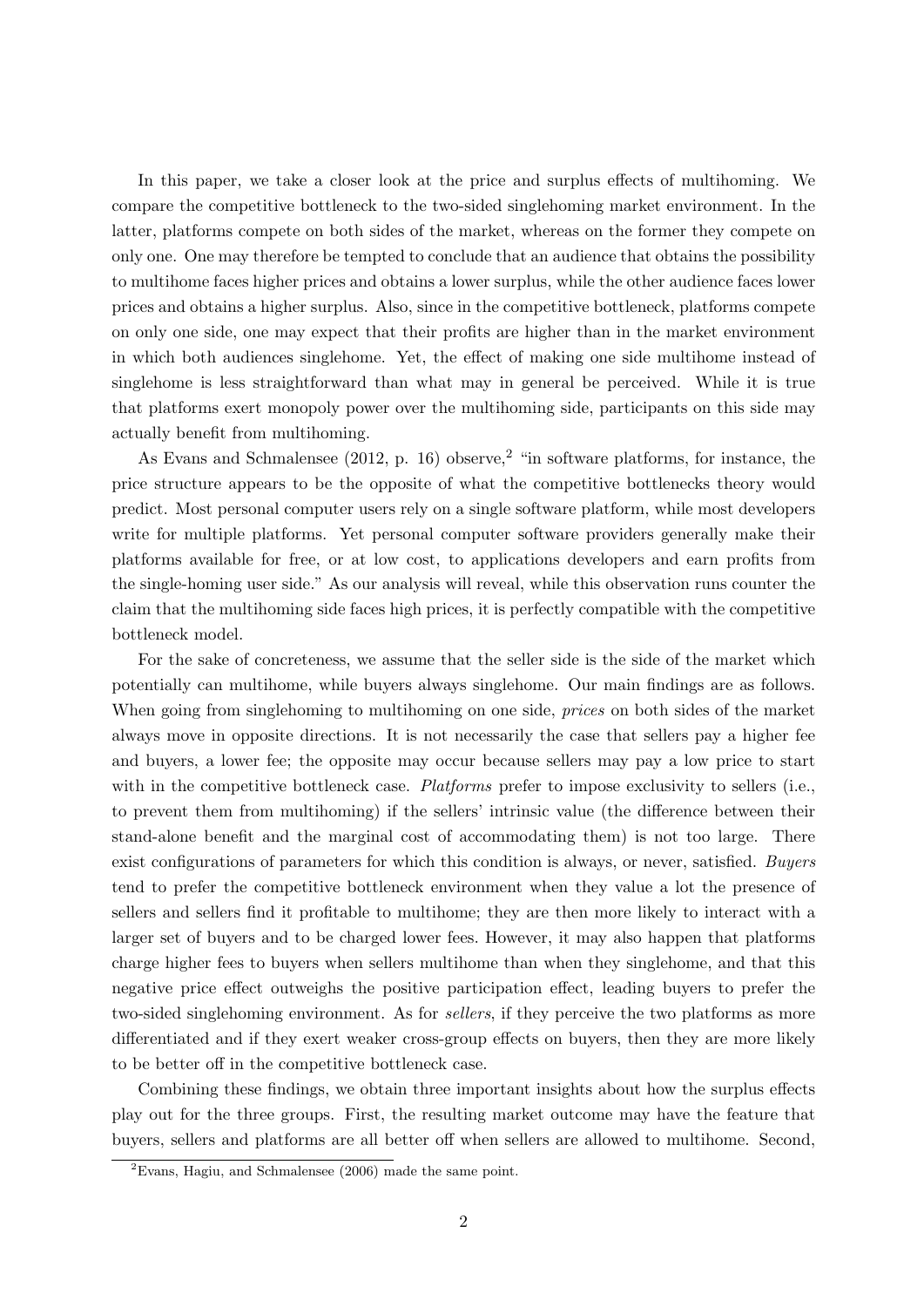In this paper, we take a closer look at the price and surplus effects of multihoming. We compare the competitive bottleneck to the two-sided singlehoming market environment. In the latter, platforms compete on both sides of the market, whereas on the former they compete on only one. One may therefore be tempted to conclude that an audience that obtains the possibility to multihome faces higher prices and obtains a lower surplus, while the other audience faces lower prices and obtains a higher surplus. Also, since in the competitive bottleneck, platforms compete on only one side, one may expect that their profits are higher than in the market environment in which both audiences singlehome. Yet, the effect of making one side multihome instead of singlehome is less straightforward than what may in general be perceived. While it is true that platforms exert monopoly power over the multihoming side, participants on this side may actually benefit from multihoming.

As Evans and Schmalensee (2012, p. 16) observe,[2] "in software platforms, for instance, the price structure appears to be the opposite of what the competitive bottlenecks theory would predict. Most personal computer users rely on a single software platform, while most developers write for multiple platforms. Yet personal computer software providers generally make their platforms available for free, or at low cost, to applications developers and earn profits from the single-homing user side." As our analysis will reveal, while this observation runs counter the claim that the multihoming side faces high prices, it is perfectly compatible with the competitive bottleneck model.

For the sake of concreteness, we assume that the seller side is the side of the market which potentially can multihome, while buyers always singlehome. Our main findings are as follows. When going from singlehoming to multihoming on one side, *prices* on both sides of the market always move in opposite directions. It is not necessarily the case that sellers pay a higher fee and buyers, a lower fee; the opposite may occur because sellers may pay a low price to start with in the competitive bottleneck case. *Platforms* prefer to impose exclusivity to sellers (i.e., to prevent them from multihoming) if the sellers' intrinsic value (the difference between their stand-alone benefit and the marginal cost of accommodating them) is not too large. There exist configurations of parameters for which this condition is always, or never, satisfied. *Buyers* tend to prefer the competitive bottleneck environment when they value a lot the presence of sellers and sellers find it profitable to multihome; they are then more likely to interact with a larger set of buyers and to be charged lower fees. However, it may also happen that platforms charge higher fees to buyers when sellers multihome than when they singlehome, and that this negative price effect outweighs the positive participation effect, leading buyers to prefer the two-sided singlehoming environment. As for *sellers*, if they perceive the two platforms as more differentiated and if they exert weaker cross-group effects on buyers, then they are more likely to be better off in the competitive bottleneck case.

Combining these findings, we obtain three important insights about how the surplus effects play out for the three groups. First, the resulting market outcome may have the feature that buyers, sellers and platforms are all better off when sellers are allowed to multihome. Second,

[2] Evans, Hagiu, and Schmalensee (2006) made the same point.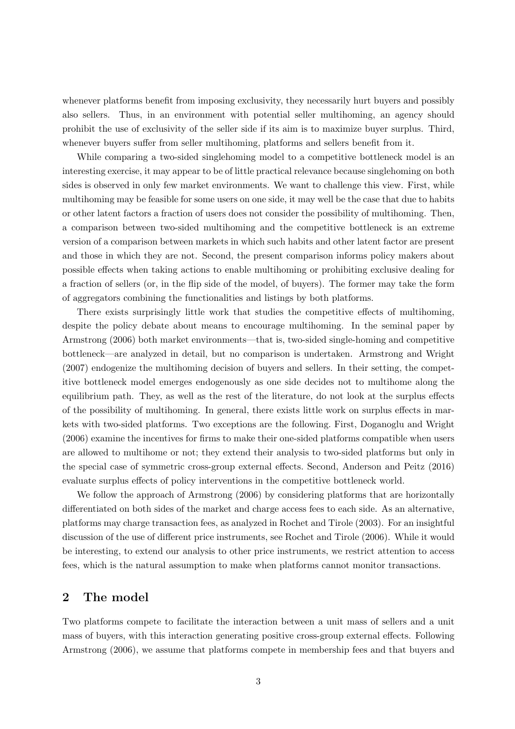whenever platforms benefit from imposing exclusivity, they necessarily hurt buyers and possibly also sellers. Thus, in an environment with potential seller multihoming, an agency should prohibit the use of exclusivity of the seller side if its aim is to maximize buyer surplus. Third, whenever buyers suffer from seller multihoming, platforms and sellers benefit from it.

While comparing a two-sided singlehoming model to a competitive bottleneck model is an interesting exercise, it may appear to be of little practical relevance because singlehoming on both sides is observed in only few market environments. We want to challenge this view. First, while multihoming may be feasible for some users on one side, it may well be the case that due to habits or other latent factors a fraction of users does not consider the possibility of multihoming. Then, a comparison between two-sided multihoming and the competitive bottleneck is an extreme version of a comparison between markets in which such habits and other latent factor are present and those in which they are not. Second, the present comparison informs policy makers about possible effects when taking actions to enable multihoming or prohibiting exclusive dealing for a fraction of sellers (or, in the flip side of the model, of buyers). The former may take the form of aggregators combining the functionalities and listings by both platforms.

There exists surprisingly little work that studies the competitive effects of multihoming, despite the policy debate about means to encourage multihoming. In the seminal paper by Armstrong (2006) both market environments—that is, two-sided single-homing and competitive bottleneck—are analyzed in detail, but no comparison is undertaken. Armstrong and Wright (2007) endogenize the multihoming decision of buyers and sellers. In their setting, the competitive bottleneck model emerges endogenously as one side decides not to multihome along the equilibrium path. They, as well as the rest of the literature, do not look at the surplus effects of the possibility of multihoming. In general, there exists little work on surplus effects in markets with two-sided platforms. Two exceptions are the following. First, Doganoglu and Wright (2006) examine the incentives for firms to make their one-sided platforms compatible when users are allowed to multihome or not; they extend their analysis to two-sided platforms but only in the special case of symmetric cross-group external effects. Second, Anderson and Peitz (2016) evaluate surplus effects of policy interventions in the competitive bottleneck world.

We follow the approach of Armstrong (2006) by considering platforms that are horizontally differentiated on both sides of the market and charge access fees to each side. As an alternative, platforms may charge transaction fees, as analyzed in Rochet and Tirole (2003). For an insightful discussion of the use of different price instruments, see Rochet and Tirole (2006). While it would be interesting, to extend our analysis to other price instruments, we restrict attention to access fees, which is the natural assumption to make when platforms cannot monitor transactions.

## 2 The model

Two platforms compete to facilitate the interaction between a unit mass of sellers and a unit mass of buyers, with this interaction generating positive cross-group external effects. Following Armstrong (2006), we assume that platforms compete in membership fees and that buyers and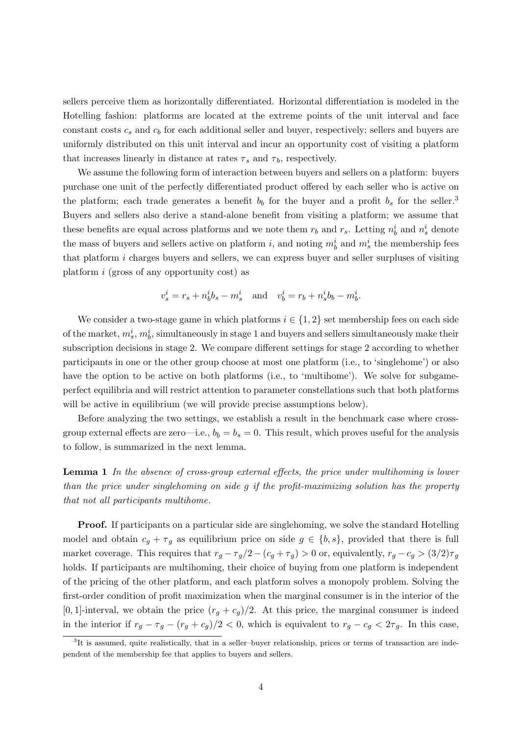sellers perceive them as horizontally differentiated. Horizontal differentiation is modeled in the Hotelling fashion: platforms are located at the extreme points of the unit interval and face constant costs $c_s$ and $c_b$ for each additional seller and buyer, respectively; sellers and buyers are uniformly distributed on this unit interval and incur an opportunity cost of visiting a platform that increases linearly in distance at rates $\tau_s$ and $\tau_b$, respectively.

We assume the following form of interaction between buyers and sellers on a platform: buyers purchase one unit of the perfectly differentiated product offered by each seller who is active on the platform; each trade generates a benefit $b_b$ for the buyer and a profit $b_s$ for the seller.[3] Buyers and sellers also derive a stand-alone benefit from visiting a platform; we assume that these benefits are equal across platforms and we note them $r_b$ and $r_s$. Letting $n_b^i$ and $n_s^i$ denote the mass of buyers and sellers active on platform $i$, and noting $m_b^i$ and $m_s^i$ the membership fees that platform $i$ charges buyers and sellers, we can express buyer and seller surpluses of visiting platform $i$ (gross of any opportunity cost) as

$$v_s^i = r_s + n_b^i b_s - m_s^i \quad \text{and} \quad v_b^i = r_b + n_s^i b_b - m_b^i.$$

We consider a two-stage game in which platforms $i \in \{1, 2\}$ set membership fees on each side of the market, $m_s^i$, $m_b^i$, simultaneously in stage 1 and buyers and sellers simultaneously make their subscription decisions in stage 2. We compare different settings for stage 2 according to whether participants in one or the other group choose at most one platform (i.e., to 'singlehome') or also have the option to be active on both platforms (i.e., to 'multihome'). We solve for subgame-perfect equilibria and will restrict attention to parameter constellations such that both platforms will be active in equilibrium (we will provide precise assumptions below).

Before analyzing the two settings, we establish a result in the benchmark case where cross-group external effects are zero—i.e., $b_b = b_s = 0$. This result, which proves useful for the analysis to follow, is summarized in the next lemma.

**Lemma 1** *In the absence of cross-group external effects, the price under multihoming is lower than the price under singlehoming on side g if the profit-maximizing solution has the property that not all participants multihome.*

**Proof.** If participants on a particular side are singlehoming, we solve the standard Hotelling model and obtain $c_g + \tau_g$ as equilibrium price on side $g \in \{b, s\}$, provided that there is full market coverage. This requires that $r_g - \tau_g/2 - (c_g + \tau_g) > 0$ or, equivalently, $r_g - c_g > (3/2)\tau_g$ holds. If participants are multihoming, their choice of buying from one platform is independent of the pricing of the other platform, and each platform solves a monopoly problem. Solving the first-order condition of profit maximization when the marginal consumer is in the interior of the $[0, 1]$-interval, we obtain the price $(r_g + c_g)/2$. At this price, the marginal consumer is indeed in the interior if $r_g - \tau_g - (r_g + c_g)/2 < 0$, which is equivalent to $r_g - c_g < 2\tau_g$. In this case,

[3] It is assumed, quite realistically, that in a seller–buyer relationship, prices or terms of transaction are independent of the membership fee that applies to buyers and sellers.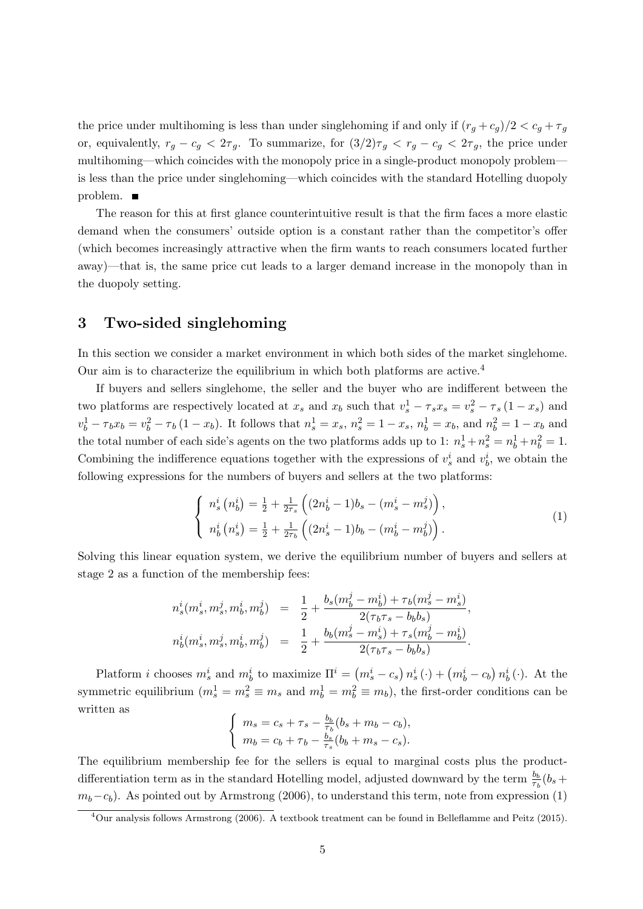the price under multihoming is less than under singlehoming if and only if $(r_g + c_g)/2 < c_g + \tau_g$ or, equivalently, $r_g - c_g < 2\tau_g$. To summarize, for $(3/2)\tau_g < r_g - c_g < 2\tau_g$, the price under multihoming—which coincides with the monopoly price in a single-product monopoly problem—is less than the price under singlehoming—which coincides with the standard Hotelling duopoly problem. ■

The reason for this at first glance counterintuitive result is that the firm faces a more elastic demand when the consumers' outside option is a constant rather than the competitor's offer (which becomes increasingly attractive when the firm wants to reach consumers located further away)—that is, the same price cut leads to a larger demand increase in the monopoly than in the duopoly setting.

## 3 Two-sided singlehoming

In this section we consider a market environment in which both sides of the market singlehome. Our aim is to characterize the equilibrium in which both platforms are active.[4]

If buyers and sellers singlehome, the seller and the buyer who are indifferent between the two platforms are respectively located at $x_s$ and $x_b$ such that $v_s^1 - \tau_s x_s = v_s^2 - \tau_s (1 - x_s)$ and $v_b^1 - \tau_b x_b = v_b^2 - \tau_b (1 - x_b)$. It follows that $n_s^1 = x_s$, $n_s^2 = 1 - x_s$, $n_b^1 = x_b$, and $n_b^2 = 1 - x_b$ and the total number of each side's agents on the two platforms adds up to 1: $n_s^1 + n_s^2 = n_b^1 + n_b^2 = 1$. Combining the indifference equations together with the expressions of $v_s^i$ and $v_b^i$, we obtain the following expressions for the numbers of buyers and sellers at the two platforms:

$$\begin{cases} n_s^i\left(n_b^i\right) = \frac{1}{2} + \frac{1}{2\tau_s}\left((2n_b^i - 1)b_s - (m_s^i - m_s^j)\right), \\ n_b^i\left(n_s^i\right) = \frac{1}{2} + \frac{1}{2\tau_b}\left((2n_s^i - 1)b_b - (m_b^i - m_b^j)\right). \end{cases} \tag{1}$$

Solving this linear equation system, we derive the equilibrium number of buyers and sellers at stage 2 as a function of the membership fees:

$$\begin{aligned} n_s^i(m_s^i, m_s^j, m_b^i, m_b^j) &= \frac{1}{2} + \frac{b_s(m_b^j - m_b^i) + \tau_b(m_s^j - m_s^i)}{2(\tau_b\tau_s - b_b b_s)}, \\ n_b^i(m_s^i, m_s^j, m_b^i, m_b^j) &= \frac{1}{2} + \frac{b_b(m_s^j - m_s^i) + \tau_s(m_b^j - m_b^i)}{2(\tau_b\tau_s - b_b b_s)}. \end{aligned}$$

Platform $i$ chooses $m_s^i$ and $m_b^i$ to maximize $\Pi^i = \left(m_s^i - c_s\right) n_s^i\left(\cdot\right) + \left(m_b^i - c_b\right) n_b^i\left(\cdot\right)$. At the symmetric equilibrium ($m_s^1 = m_s^2 \equiv m_s$ and $m_b^1 = m_b^2 \equiv m_b$), the first-order conditions can be written as

$$\begin{cases} m_s = c_s + \tau_s - \frac{b_b}{\tau_b}(b_s + m_b - c_b), \\ m_b = c_b + \tau_b - \frac{b_s}{\tau_s}(b_b + m_s - c_s). \end{cases}$$

The equilibrium membership fee for the sellers is equal to marginal costs plus the product-differentiation term as in the standard Hotelling model, adjusted downward by the term $\frac{b_b}{\tau_b}(b_s + m_b - c_b)$. As pointed out by Armstrong (2006), to understand this term, note from expression (1)

[4] Our analysis follows Armstrong (2006). A textbook treatment can be found in Belleflamme and Peitz (2015).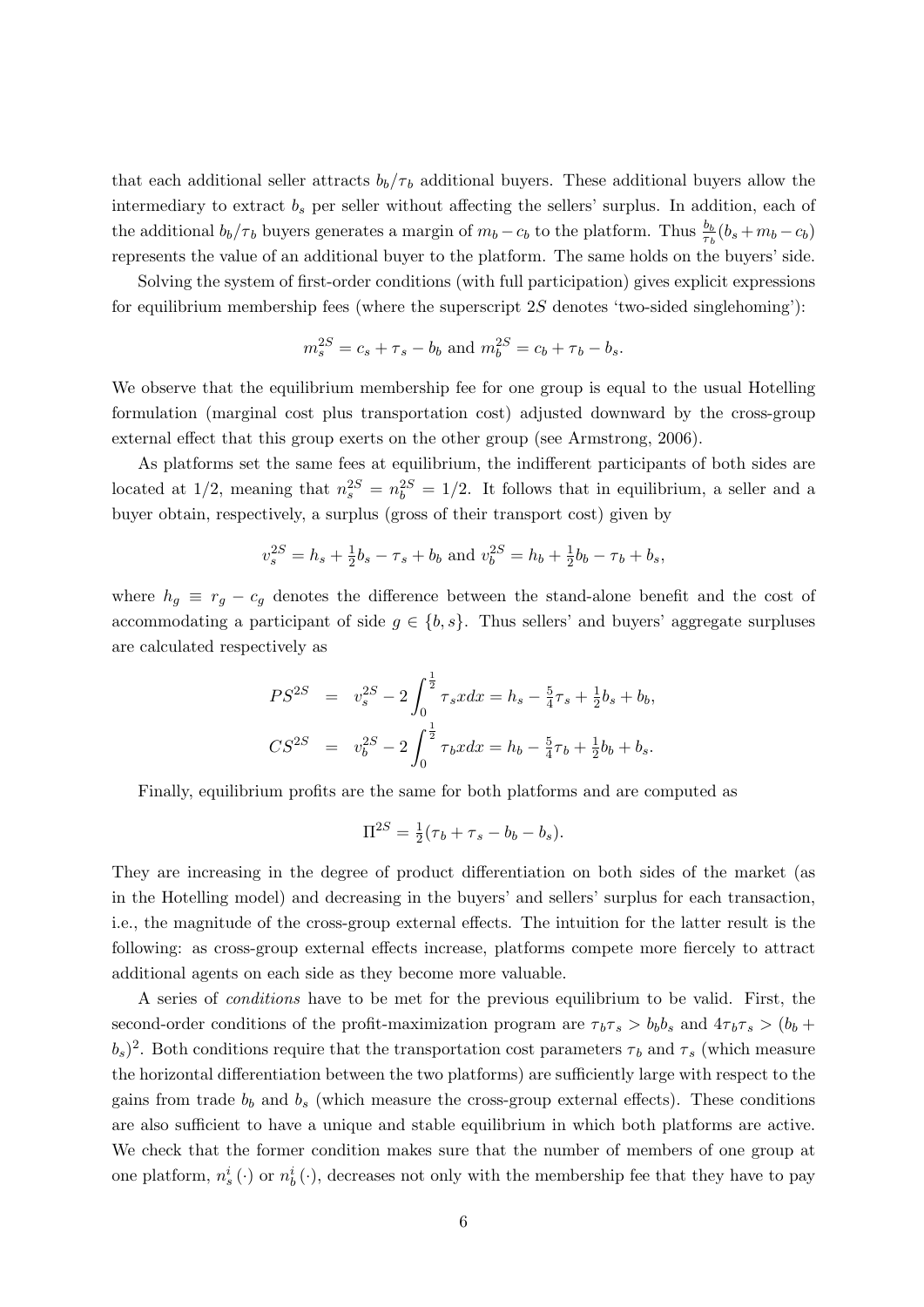that each additional seller attracts $b_b/\tau_b$ additional buyers. These additional buyers allow the intermediary to extract $b_s$ per seller without affecting the sellers' surplus. In addition, each of the additional $b_b/\tau_b$ buyers generates a margin of $m_b - c_b$ to the platform. Thus $\frac{b_b}{\tau_b}(b_s + m_b - c_b)$ represents the value of an additional buyer to the platform. The same holds on the buyers' side.

Solving the system of first-order conditions (with full participation) gives explicit expressions for equilibrium membership fees (where the superscript $2S$ denotes 'two-sided singlehoming'):

$$m_s^{2S} = c_s + \tau_s - b_b \text{ and } m_b^{2S} = c_b + \tau_b - b_s.$$

We observe that the equilibrium membership fee for one group is equal to the usual Hotelling formulation (marginal cost plus transportation cost) adjusted downward by the cross-group external effect that this group exerts on the other group (see Armstrong, 2006).

As platforms set the same fees at equilibrium, the indifferent participants of both sides are located at $1/2$, meaning that $n_s^{2S} = n_b^{2S} = 1/2$. It follows that in equilibrium, a seller and a buyer obtain, respectively, a surplus (gross of their transport cost) given by

$$v_s^{2S} = h_s + \tfrac{1}{2}b_s - \tau_s + b_b \text{ and } v_b^{2S} = h_b + \tfrac{1}{2}b_b - \tau_b + b_s,$$

where $h_g \equiv r_g - c_g$ denotes the difference between the stand-alone benefit and the cost of accommodating a participant of side $g \in \{b, s\}$. Thus sellers' and buyers' aggregate surpluses are calculated respectively as

$$\begin{aligned} PS^{2S} &= v_s^{2S} - 2\int_0^{\frac{1}{2}} \tau_s x dx = h_s - \tfrac{5}{4}\tau_s + \tfrac{1}{2}b_s + b_b, \\ CS^{2S} &= v_b^{2S} - 2\int_0^{\frac{1}{2}} \tau_b x dx = h_b - \tfrac{5}{4}\tau_b + \tfrac{1}{2}b_b + b_s. \end{aligned}$$

Finally, equilibrium profits are the same for both platforms and are computed as

$$\Pi^{2S} = \tfrac{1}{2}(\tau_b + \tau_s - b_b - b_s).$$

They are increasing in the degree of product differentiation on both sides of the market (as in the Hotelling model) and decreasing in the buyers' and sellers' surplus for each transaction, i.e., the magnitude of the cross-group external effects. The intuition for the latter result is the following: as cross-group external effects increase, platforms compete more fiercely to attract additional agents on each side as they become more valuable.

A series of *conditions* have to be met for the previous equilibrium to be valid. First, the second-order conditions of the profit-maximization program are $\tau_b\tau_s > b_b b_s$ and $4\tau_b\tau_s > (b_b + b_s)^2$. Both conditions require that the transportation cost parameters $\tau_b$ and $\tau_s$ (which measure the horizontal differentiation between the two platforms) are sufficiently large with respect to the gains from trade $b_b$ and $b_s$ (which measure the cross-group external effects). These conditions are also sufficient to have a unique and stable equilibrium in which both platforms are active. We check that the former condition makes sure that the number of members of one group at one platform, $n_s^i(\cdot)$ or $n_b^i(\cdot)$, decreases not only with the membership fee that they have to pay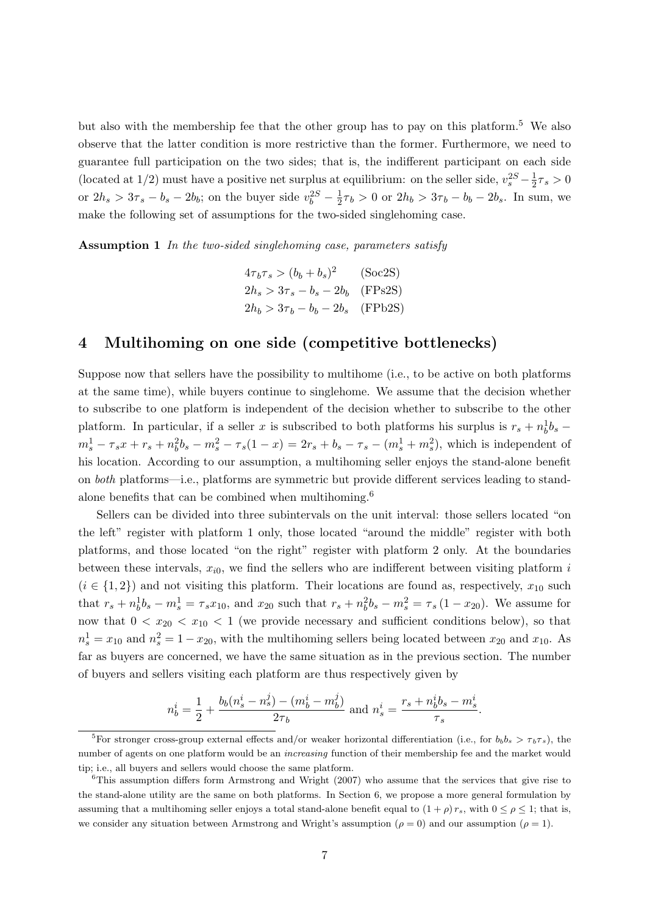but also with the membership fee that the other group has to pay on this platform.[5] We also observe that the latter condition is more restrictive than the former. Furthermore, we need to guarantee full participation on the two sides; that is, the indifferent participant on each side (located at $1/2$) must have a positive net surplus at equilibrium: on the seller side, $v_s^{2S} - \frac{1}{2}\tau_s > 0$ or $2h_s > 3\tau_s - b_s - 2b_b$; on the buyer side $v_b^{2S} - \frac{1}{2}\tau_b > 0$ or $2h_b > 3\tau_b - b_b - 2b_s$. In sum, we make the following set of assumptions for the two-sided singlehoming case.

**Assumption 1** *In the two-sided singlehoming case, parameters satisfy*

$$
\begin{aligned}
&4\tau_b\tau_s > (b_b + b_s)^2 && \text{(Soc2S)}\\
&2h_s > 3\tau_s - b_s - 2b_b && \text{(FPs2S)}\\
&2h_b > 3\tau_b - b_b - 2b_s && \text{(FPb2S)}
\end{aligned}
$$

# 4 Multihoming on one side (competitive bottlenecks)

Suppose now that sellers have the possibility to multihome (i.e., to be active on both platforms at the same time), while buyers continue to singlehome. We assume that the decision whether to subscribe to one platform is independent of the decision whether to subscribe to the other platform. In particular, if a seller $x$ is subscribed to both platforms his surplus is $r_s + n_b^1 b_s - m_s^1 - \tau_s x + r_s + n_b^2 b_s - m_s^2 - \tau_s(1-x) = 2r_s + b_s - \tau_s - (m_s^1 + m_s^2)$, which is independent of his location. According to our assumption, a multihoming seller enjoys the stand-alone benefit on *both* platforms—i.e., platforms are symmetric but provide different services leading to stand-alone benefits that can be combined when multihoming.[6]

Sellers can be divided into three subintervals on the unit interval: those sellers located "on the left" register with platform 1 only, those located "around the middle" register with both platforms, and those located "on the right" register with platform 2 only. At the boundaries between these intervals, $x_{i0}$, we find the sellers who are indifferent between visiting platform $i$ ($i \in \{1, 2\}$) and not visiting this platform. Their locations are found as, respectively, $x_{10}$ such that $r_s + n_b^1 b_s - m_s^1 = \tau_s x_{10}$, and $x_{20}$ such that $r_s + n_b^2 b_s - m_s^2 = \tau_s (1 - x_{20})$. We assume for now that $0 < x_{20} < x_{10} < 1$ (we provide necessary and sufficient conditions below), so that $n_s^1 = x_{10}$ and $n_s^2 = 1 - x_{20}$, with the multihoming sellers being located between $x_{20}$ and $x_{10}$. As far as buyers are concerned, we have the same situation as in the previous section. The number of buyers and sellers visiting each platform are thus respectively given by

$$
n_b^i = \frac{1}{2} + \frac{b_b(n_s^i - n_s^j) - (m_b^i - m_b^j)}{2\tau_b} \text{ and } n_s^i = \frac{r_s + n_b^i b_s - m_s^i}{\tau_s}.
$$

[5] For stronger cross-group external effects and/or weaker horizontal differentiation (i.e., for $b_b b_s > \tau_b \tau_s$), the number of agents on one platform would be an *increasing* function of their membership fee and the market would tip; i.e., all buyers and sellers would choose the same platform.

[6] This assumption differs form Armstrong and Wright (2007) who assume that the services that give rise to the stand-alone utility are the same on both platforms. In Section 6, we propose a more general formulation by assuming that a multihoming seller enjoys a total stand-alone benefit equal to $(1 + \rho) r_s$, with $0 \le \rho \le 1$; that is, we consider any situation between Armstrong and Wright's assumption ($\rho = 0$) and our assumption ($\rho = 1$).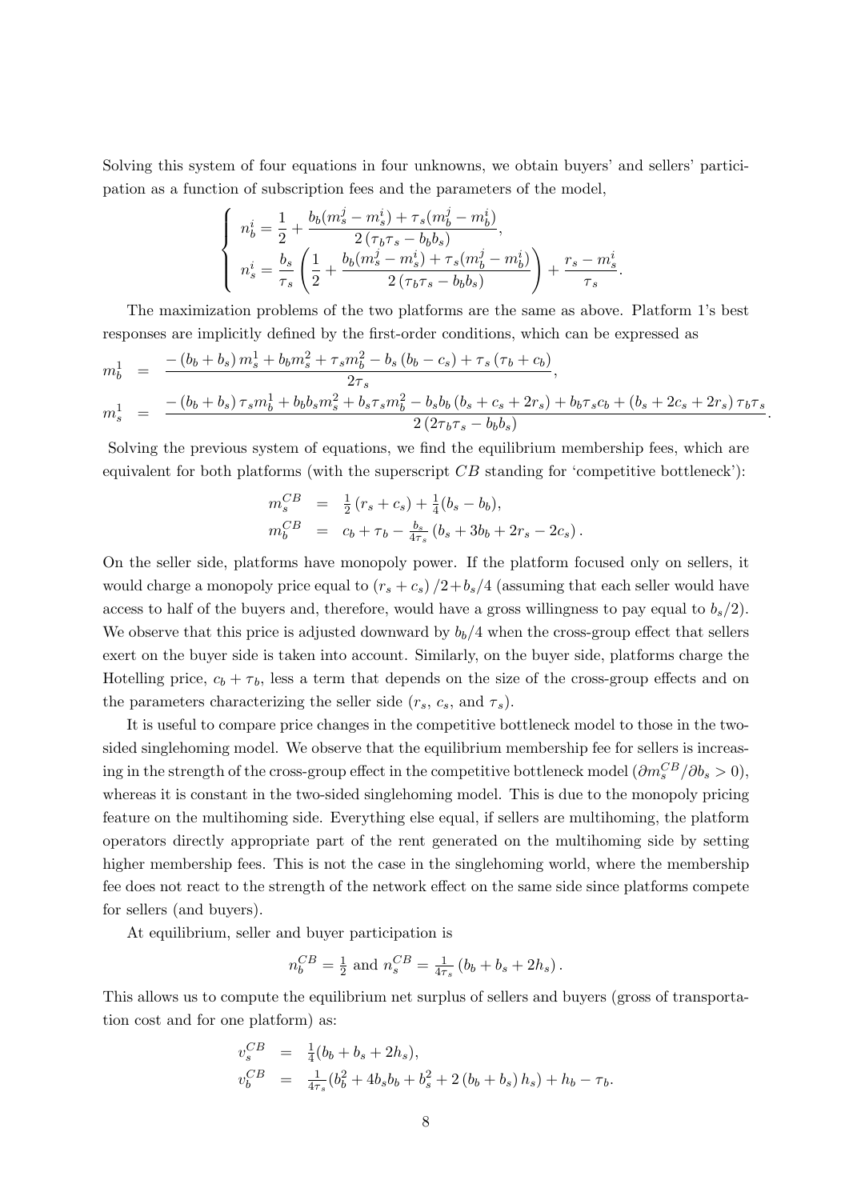Solving this system of four equations in four unknowns, we obtain buyers' and sellers' participation as a function of subscription fees and the parameters of the model,

$$\begin{cases} n_b^i = \dfrac{1}{2} + \dfrac{b_b(m_s^j - m_s^i) + \tau_s(m_b^j - m_b^i)}{2\left(\tau_b\tau_s - b_b b_s\right)}, \\ n_s^i = \dfrac{b_s}{\tau_s}\left(\dfrac{1}{2} + \dfrac{b_b(m_s^j - m_s^i) + \tau_s(m_b^j - m_b^i)}{2\left(\tau_b\tau_s - b_b b_s\right)}\right) + \dfrac{r_s - m_s^i}{\tau_s}. \end{cases}$$

The maximization problems of the two platforms are the same as above. Platform 1's best responses are implicitly defined by the first-order conditions, which can be expressed as

$$\begin{aligned} m_b^1 &= \frac{-\left(b_b + b_s\right) m_s^1 + b_b m_s^2 + \tau_s m_b^2 - b_s\left(b_b - c_s\right) + \tau_s\left(\tau_b + c_b\right)}{2\tau_s}, \\ m_s^1 &= \frac{-\left(b_b + b_s\right)\tau_s m_b^1 + b_b b_s m_s^2 + b_s\tau_s m_b^2 - b_s b_b\left(b_s + c_s + 2r_s\right) + b_b\tau_s c_b + \left(b_s + 2c_s + 2r_s\right)\tau_b\tau_s}{2\left(2\tau_b\tau_s - b_b b_s\right)}. \end{aligned}$$

Solving the previous system of equations, we find the equilibrium membership fees, which are equivalent for both platforms (with the superscript $CB$ standing for 'competitive bottleneck'):

$$\begin{aligned} m_s^{CB} &= \tfrac{1}{2}\left(r_s + c_s\right) + \tfrac{1}{4}(b_s - b_b), \\ m_b^{CB} &= c_b + \tau_b - \tfrac{b_s}{4\tau_s}\left(b_s + 3b_b + 2r_s - 2c_s\right). \end{aligned}$$

On the seller side, platforms have monopoly power. If the platform focused only on sellers, it would charge a monopoly price equal to $\left(r_s + c_s\right)/2 + b_s/4$ (assuming that each seller would have access to half of the buyers and, therefore, would have a gross willingness to pay equal to $b_s/2$). We observe that this price is adjusted downward by $b_b/4$ when the cross-group effect that sellers exert on the buyer side is taken into account. Similarly, on the buyer side, platforms charge the Hotelling price, $c_b + \tau_b$, less a term that depends on the size of the cross-group effects and on the parameters characterizing the seller side ($r_s$, $c_s$, and $\tau_s$).

It is useful to compare price changes in the competitive bottleneck model to those in the two-sided singlehoming model. We observe that the equilibrium membership fee for sellers is increasing in the strength of the cross-group effect in the competitive bottleneck model ($\partial m_s^{CB}/\partial b_s > 0$), whereas it is constant in the two-sided singlehoming model. This is due to the monopoly pricing feature on the multihoming side. Everything else equal, if sellers are multihoming, the platform operators directly appropriate part of the rent generated on the multihoming side by setting higher membership fees. This is not the case in the singlehoming world, where the membership fee does not react to the strength of the network effect on the same side since platforms compete for sellers (and buyers).

At equilibrium, seller and buyer participation is

$$n_b^{CB} = \tfrac{1}{2} \text{ and } n_s^{CB} = \tfrac{1}{4\tau_s}\left(b_b + b_s + 2h_s\right).$$

This allows us to compute the equilibrium net surplus of sellers and buyers (gross of transportation cost and for one platform) as:

$$\begin{aligned} v_s^{CB} &= \tfrac{1}{4}(b_b + b_s + 2h_s), \\ v_b^{CB} &= \tfrac{1}{4\tau_s}(b_b^2 + 4b_s b_b + b_s^2 + 2\left(b_b + b_s\right)h_s) + h_b - \tau_b. \end{aligned}$$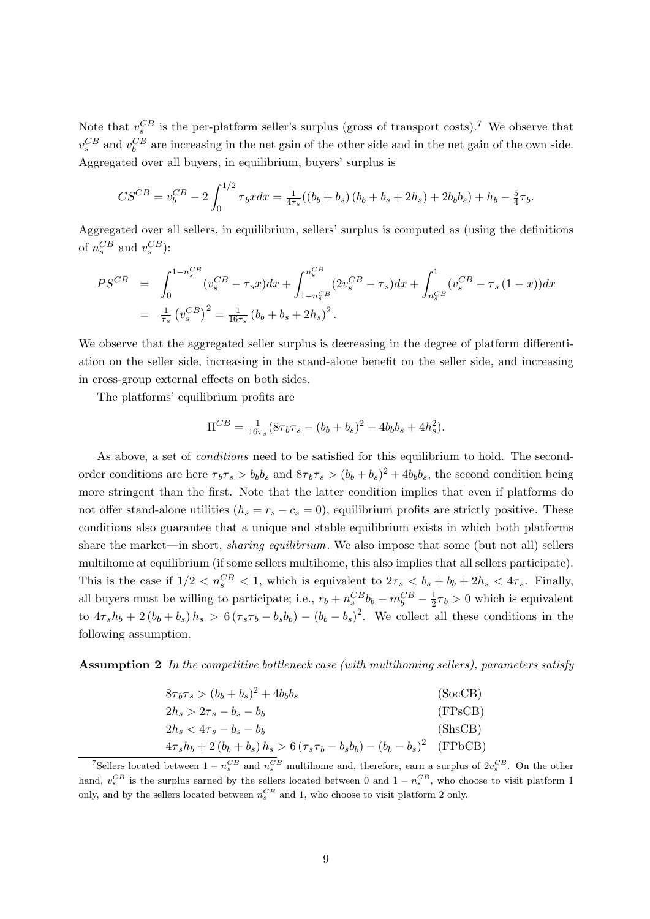Note that $v_s^{CB}$ is the per-platform seller's surplus (gross of transport costs).[7] We observe that $v_s^{CB}$ and $v_b^{CB}$ are increasing in the net gain of the other side and in the net gain of the own side. Aggregated over all buyers, in equilibrium, buyers' surplus is

$$CS^{CB} = v_b^{CB} - 2\int_0^{1/2} \tau_b x dx = \tfrac{1}{4\tau_s}((b_b + b_s)(b_b + b_s + 2h_s) + 2b_b b_s) + h_b - \tfrac{5}{4}\tau_b.$$

Aggregated over all sellers, in equilibrium, sellers' surplus is computed as (using the definitions of $n_s^{CB}$ and $v_s^{CB}$):

$$\begin{aligned} PS^{CB} &= \int_0^{1-n_s^{CB}} (v_s^{CB} - \tau_s x)dx + \int_{1-n_s^{CB}}^{n_s^{CB}} (2v_s^{CB} - \tau_s)dx + \int_{n_s^{CB}}^{1} (v_s^{CB} - \tau_s(1-x))dx \\ &= \tfrac{1}{\tau_s}\left(v_s^{CB}\right)^2 = \tfrac{1}{16\tau_s}(b_b + b_s + 2h_s)^2. \end{aligned}$$

We observe that the aggregated seller surplus is decreasing in the degree of platform differentiation on the seller side, increasing in the stand-alone benefit on the seller side, and increasing in cross-group external effects on both sides.

The platforms' equilibrium profits are

$$\Pi^{CB} = \tfrac{1}{16\tau_s}(8\tau_b\tau_s - (b_b + b_s)^2 - 4b_b b_s + 4h_s^2).$$

As above, a set of *conditions* need to be satisfied for this equilibrium to hold. The second-order conditions are here $\tau_b\tau_s > b_b b_s$ and $8\tau_b\tau_s > (b_b + b_s)^2 + 4b_b b_s$, the second condition being more stringent than the first. Note that the latter condition implies that even if platforms do not offer stand-alone utilities ($h_s = r_s - c_s = 0$), equilibrium profits are strictly positive. These conditions also guarantee that a unique and stable equilibrium exists in which both platforms share the market—in short, *sharing equilibrium*. We also impose that some (but not all) sellers multihome at equilibrium (if some sellers multihome, this also implies that all sellers participate). This is the case if $1/2 < n_s^{CB} < 1$, which is equivalent to $2\tau_s < b_s + b_b + 2h_s < 4\tau_s$. Finally, all buyers must be willing to participate; i.e., $r_b + n_s^{CB} b_b - m_b^{CB} - \frac{1}{2}\tau_b > 0$ which is equivalent to $4\tau_s h_b + 2(b_b + b_s)h_s > 6(\tau_s\tau_b - b_s b_b) - (b_b - b_s)^2$. We collect all these conditions in the following assumption.

**Assumption 2** *In the competitive bottleneck case (with multihoming sellers), parameters satisfy*

$$\begin{aligned} &8\tau_b\tau_s > (b_b + b_s)^2 + 4b_b b_s && \text{(SocCB)} \\ &2h_s > 2\tau_s - b_s - b_b && \text{(FPsCB)} \\ &2h_s < 4\tau_s - b_s - b_b && \text{(ShsCB)} \\ &4\tau_s h_b + 2(b_b + b_s)h_s > 6(\tau_s\tau_b - b_s b_b) - (b_b - b_s)^2 && \text{(FPbCB)} \end{aligned}$$

[7] Sellers located between $1 - n_s^{CB}$ and $n_s^{CB}$ multihome and, therefore, earn a surplus of $2v_s^{CB}$. On the other hand, $v_s^{CB}$ is the surplus earned by the sellers located between 0 and $1 - n_s^{CB}$, who choose to visit platform 1 only, and by the sellers located between $n_s^{CB}$ and 1, who choose to visit platform 2 only.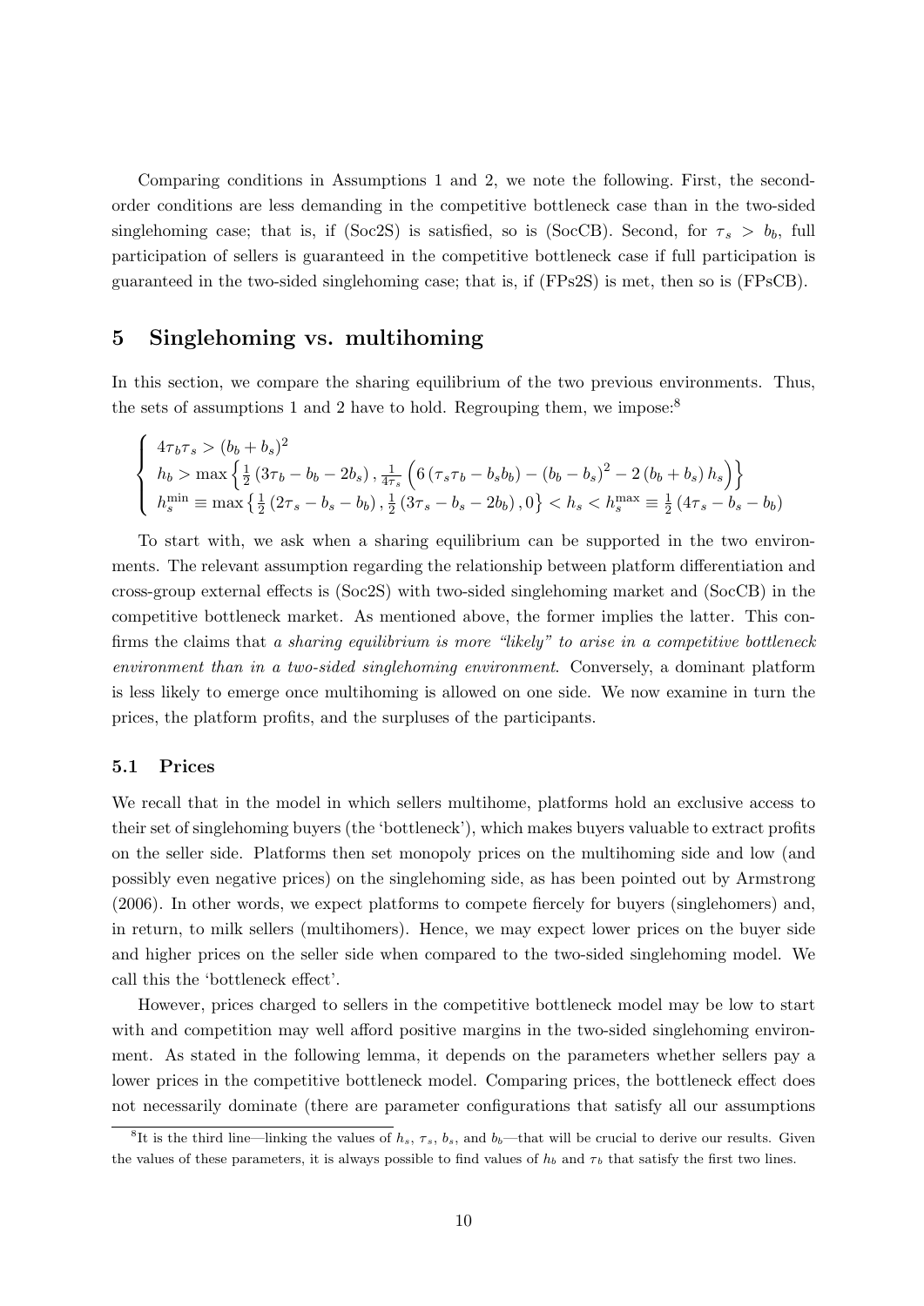Comparing conditions in Assumptions 1 and 2, we note the following. First, the second-order conditions are less demanding in the competitive bottleneck case than in the two-sided singlehoming case; that is, if (Soc2S) is satisfied, so is (SocCB). Second, for $\tau_s > b_b$, full participation of sellers is guaranteed in the competitive bottleneck case if full participation is guaranteed in the two-sided singlehoming case; that is, if (FPs2S) is met, then so is (FPsCB).

## 5 Singlehoming vs. multihoming

In this section, we compare the sharing equilibrium of the two previous environments. Thus, the sets of assumptions 1 and 2 have to hold. Regrouping them, we impose:[8]

$$\begin{cases} 4\tau_b\tau_s > (b_b + b_s)^2 \\ h_b > \max\left\{\frac{1}{2}\left(3\tau_b - b_b - 2b_s\right), \frac{1}{4\tau_s}\left(6\left(\tau_s\tau_b - b_s b_b\right) - \left(b_b - b_s\right)^2 - 2\left(b_b + b_s\right)h_s\right)\right\} \\ h_s^{\min} \equiv \max\left\{\frac{1}{2}\left(2\tau_s - b_s - b_b\right), \frac{1}{2}\left(3\tau_s - b_s - 2b_b\right), 0\right\} < h_s < h_s^{\max} \equiv \frac{1}{2}\left(4\tau_s - b_s - b_b\right) \end{cases}$$

To start with, we ask when a sharing equilibrium can be supported in the two environments. The relevant assumption regarding the relationship between platform differentiation and cross-group external effects is (Soc2S) with two-sided singlehoming market and (SocCB) in the competitive bottleneck market. As mentioned above, the former implies the latter. This confirms the claims that *a sharing equilibrium is more "likely" to arise in a competitive bottleneck environment than in a two-sided singlehoming environment*. Conversely, a dominant platform is less likely to emerge once multihoming is allowed on one side. We now examine in turn the prices, the platform profits, and the surpluses of the participants.

### 5.1 Prices

We recall that in the model in which sellers multihome, platforms hold an exclusive access to their set of singlehoming buyers (the 'bottleneck'), which makes buyers valuable to extract profits on the seller side. Platforms then set monopoly prices on the multihoming side and low (and possibly even negative prices) on the singlehoming side, as has been pointed out by Armstrong (2006). In other words, we expect platforms to compete fiercely for buyers (singlehomers) and, in return, to milk sellers (multihomers). Hence, we may expect lower prices on the buyer side and higher prices on the seller side when compared to the two-sided singlehoming model. We call this the 'bottleneck effect'.

However, prices charged to sellers in the competitive bottleneck model may be low to start with and competition may well afford positive margins in the two-sided singlehoming environment. As stated in the following lemma, it depends on the parameters whether sellers pay a lower prices in the competitive bottleneck model. Comparing prices, the bottleneck effect does not necessarily dominate (there are parameter configurations that satisfy all our assumptions

[8] It is the third line—linking the values of $h_s$, $\tau_s$, $b_s$, and $b_b$—that will be crucial to derive our results. Given the values of these parameters, it is always possible to find values of $h_b$ and $\tau_b$ that satisfy the first two lines.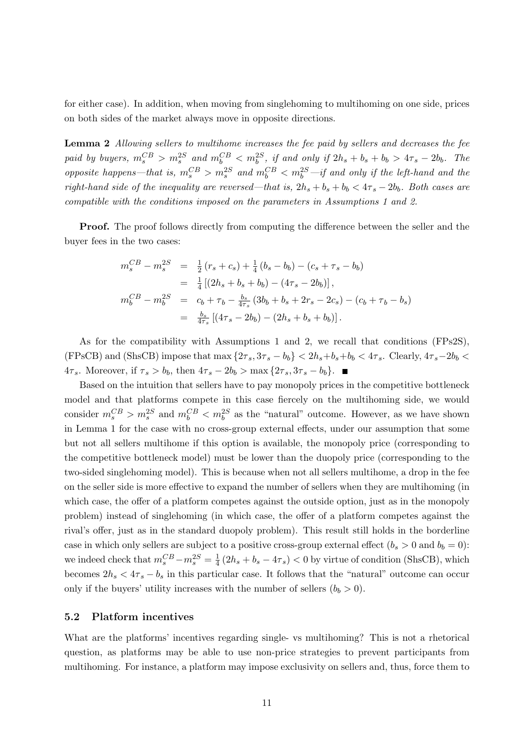for either case). In addition, when moving from singlehoming to multihoming on one side, prices on both sides of the market always move in opposite directions.

**Lemma 2** *Allowing sellers to multihome increases the fee paid by sellers and decreases the fee paid by buyers, $m_s^{CB} > m_s^{2S}$ and $m_b^{CB} < m_b^{2S}$, if and only if $2h_s + b_s + b_b > 4\tau_s - 2b_b$. The opposite happens—that is, $m_s^{CB} > m_s^{2S}$ and $m_b^{CB} < m_b^{2S}$—if and only if the left-hand and the right-hand side of the inequality are reversed—that is, $2h_s + b_s + b_b < 4\tau_s - 2b_b$. Both cases are compatible with the conditions imposed on the parameters in Assumptions 1 and 2.*

**Proof.** The proof follows directly from computing the difference between the seller and the buyer fees in the two cases:

$$
\begin{aligned}
m_s^{CB} - m_s^{2S} &= \tfrac{1}{2}(r_s + c_s) + \tfrac{1}{4}(b_s - b_b) - (c_s + \tau_s - b_b) \\
&= \tfrac{1}{4}\left[(2h_s + b_s + b_b) - (4\tau_s - 2b_b)\right], \\
m_b^{CB} - m_b^{2S} &= c_b + \tau_b - \tfrac{b_s}{4\tau_s}(3b_b + b_s + 2r_s - 2c_s) - (c_b + \tau_b - b_s) \\
&= \tfrac{b_s}{4\tau_s}\left[(4\tau_s - 2b_b) - (2h_s + b_s + b_b)\right].
\end{aligned}
$$

As for the compatibility with Assumptions 1 and 2, we recall that conditions (FPs2S), (FPsCB) and (ShsCB) impose that $\max\{2\tau_s, 3\tau_s - b_b\} < 2h_s + b_s + b_b < 4\tau_s$. Clearly, $4\tau_s - 2b_b < 4\tau_s$. Moreover, if $\tau_s > b_b$, then $4\tau_s - 2b_b > \max\{2\tau_s, 3\tau_s - b_b\}$. ■

Based on the intuition that sellers have to pay monopoly prices in the competitive bottleneck model and that platforms compete in this case fiercely on the multihoming side, we would consider $m_s^{CB} > m_s^{2S}$ and $m_b^{CB} < m_b^{2S}$ as the "natural" outcome. However, as we have shown in Lemma 1 for the case with no cross-group external effects, under our assumption that some but not all sellers multihome if this option is available, the monopoly price (corresponding to the competitive bottleneck model) must be lower than the duopoly price (corresponding to the two-sided singlehoming model). This is because when not all sellers multihome, a drop in the fee on the seller side is more effective to expand the number of sellers when they are multihoming (in which case, the offer of a platform competes against the outside option, just as in the monopoly problem) instead of singlehoming (in which case, the offer of a platform competes against the rival's offer, just as in the standard duopoly problem). This result still holds in the borderline case in which only sellers are subject to a positive cross-group external effect ($b_s > 0$ and $b_b = 0$): we indeed check that $m_s^{CB} - m_s^{2S} = \frac{1}{4}(2h_s + b_s - 4\tau_s) < 0$ by virtue of condition (ShsCB), which becomes $2h_s < 4\tau_s - b_s$ in this particular case. It follows that the "natural" outcome can occur only if the buyers' utility increases with the number of sellers ($b_b > 0$).

### 5.2 Platform incentives

What are the platforms' incentives regarding single- vs multihoming? This is not a rhetorical question, as platforms may be able to use non-price strategies to prevent participants from multihoming. For instance, a platform may impose exclusivity on sellers and, thus, force them to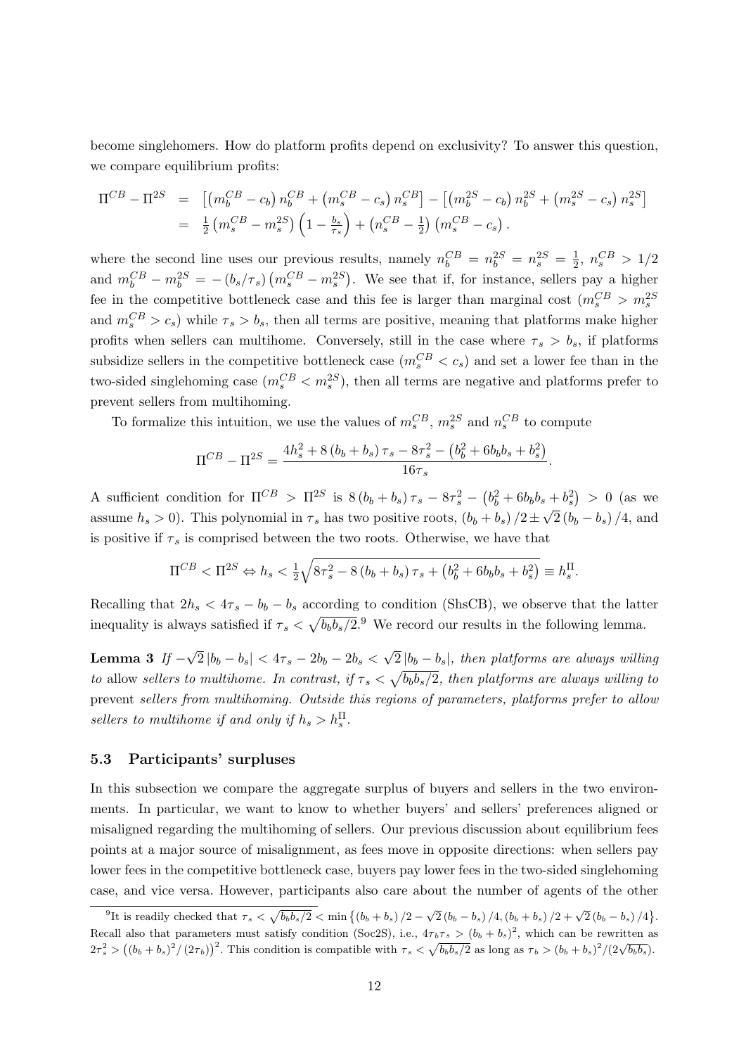become singlehomers. How do platform profits depend on exclusivity? To answer this question, we compare equilibrium profits:

$$
\begin{aligned}
\Pi^{CB} - \Pi^{2S} &= \left[\left(m_b^{CB} - c_b\right) n_b^{CB} + \left(m_s^{CB} - c_s\right) n_s^{CB}\right] - \left[\left(m_b^{2S} - c_b\right) n_b^{2S} + \left(m_s^{2S} - c_s\right) n_s^{2S}\right] \\
&= \tfrac{1}{2}\left(m_s^{CB} - m_s^{2S}\right)\left(1 - \tfrac{b_s}{\tau_s}\right) + \left(n_s^{CB} - \tfrac{1}{2}\right)\left(m_s^{CB} - c_s\right).
\end{aligned}
$$

where the second line uses our previous results, namely $n_b^{CB} = n_b^{2S} = n_s^{2S} = \frac{1}{2}$, $n_s^{CB} > 1/2$ and $m_b^{CB} - m_b^{2S} = -\left(b_s/\tau_s\right)\left(m_s^{CB} - m_s^{2S}\right)$. We see that if, for instance, sellers pay a higher fee in the competitive bottleneck case and this fee is larger than marginal cost ($m_s^{CB} > m_s^{2S}$ and $m_s^{CB} > c_s$) while $\tau_s > b_s$, then all terms are positive, meaning that platforms make higher profits when sellers can multihome. Conversely, still in the case where $\tau_s > b_s$, if platforms subsidize sellers in the competitive bottleneck case ($m_s^{CB} < c_s$) and set a lower fee than in the two-sided singlehoming case ($m_s^{CB} < m_s^{2S}$), then all terms are negative and platforms prefer to prevent sellers from multihoming.

To formalize this intuition, we use the values of $m_s^{CB}$, $m_s^{2S}$ and $n_s^{CB}$ to compute

$$
\Pi^{CB} - \Pi^{2S} = \frac{4h_s^2 + 8\left(b_b + b_s\right)\tau_s - 8\tau_s^2 - \left(b_b^2 + 6b_b b_s + b_s^2\right)}{16\tau_s}.
$$

A sufficient condition for $\Pi^{CB} > \Pi^{2S}$ is $8\left(b_b + b_s\right)\tau_s - 8\tau_s^2 - \left(b_b^2 + 6b_b b_s + b_s^2\right) > 0$ (as we assume $h_s > 0$). This polynomial in $\tau_s$ has two positive roots, $\left(b_b + b_s\right)/2 \pm \sqrt{2}\left(b_b - b_s\right)/4$, and is positive if $\tau_s$ is comprised between the two roots. Otherwise, we have that

$$
\Pi^{CB} < \Pi^{2S} \Leftrightarrow h_s < \tfrac{1}{2}\sqrt{8\tau_s^2 - 8\left(b_b + b_s\right)\tau_s + \left(b_b^2 + 6b_b b_s + b_s^2\right)} \equiv h_s^{\Pi}.
$$

Recalling that $2h_s < 4\tau_s - b_b - b_s$ according to condition (ShsCB), we observe that the latter inequality is always satisfied if $\tau_s < \sqrt{b_b b_s/2}$.[9] We record our results in the following lemma.

**Lemma 3** *If $-\sqrt{2}\left|b_b - b_s\right| < 4\tau_s - 2b_b - 2b_s < \sqrt{2}\left|b_b - b_s\right|$, then platforms are always willing to* allow *sellers to multihome. In contrast, if $\tau_s < \sqrt{b_b b_s/2}$, then platforms are always willing to* prevent *sellers from multihoming. Outside this regions of parameters, platforms prefer to allow sellers to multihome if and only if $h_s > h_s^{\Pi}$.*

### 5.3 Participants' surpluses

In this subsection we compare the aggregate surplus of buyers and sellers in the two environments. In particular, we want to know to whether buyers' and sellers' preferences aligned or misaligned regarding the multihoming of sellers. Our previous discussion about equilibrium fees points at a major source of misalignment, as fees move in opposite directions: when sellers pay lower fees in the competitive bottleneck case, buyers pay lower fees in the two-sided singlehoming case, and vice versa. However, participants also care about the number of agents of the other

[9] It is readily checked that $\tau_s < \sqrt{b_b b_s/2} < \min\left\{\left(b_b + b_s\right)/2 - \sqrt{2}\left(b_b - b_s\right)/4, \left(b_b + b_s\right)/2 + \sqrt{2}\left(b_b - b_s\right)/4\right\}$. Recall also that parameters must satisfy condition (Soc2S), i.e., $4\tau_b\tau_s > \left(b_b + b_s\right)^2$, which can be rewritten as $2\tau_s^2 > \left(\left(b_b + b_s\right)^2/\left(2\tau_b\right)\right)^2$. This condition is compatible with $\tau_s < \sqrt{b_b b_s/2}$ as long as $\tau_b > \left(b_b + b_s\right)^2/(2\sqrt{b_b b_s})$.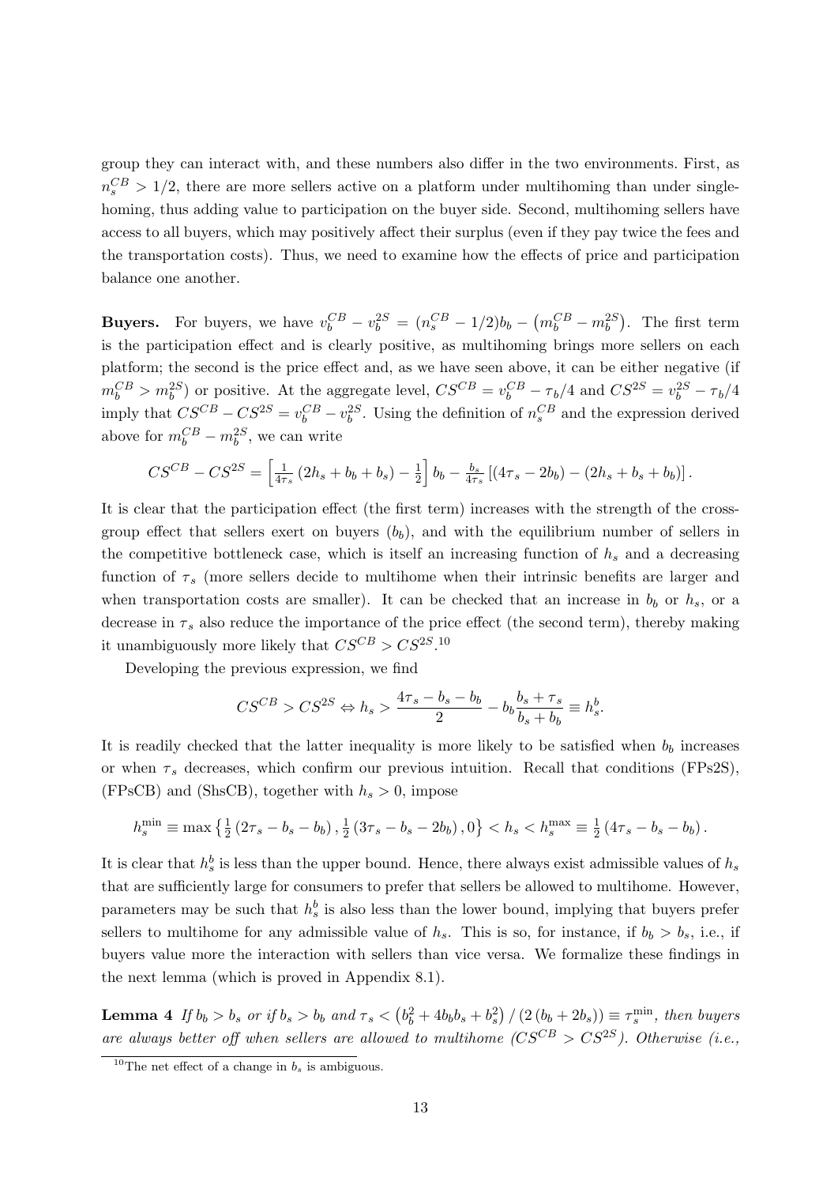group they can interact with, and these numbers also differ in the two environments. First, as $n_s^{CB} > 1/2$, there are more sellers active on a platform under multihoming than under singlehoming, thus adding value to participation on the buyer side. Second, multihoming sellers have access to all buyers, which may positively affect their surplus (even if they pay twice the fees and the transportation costs). Thus, we need to examine how the effects of price and participation balance one another.

**Buyers.** For buyers, we have $v_b^{CB} - v_b^{2S} = (n_s^{CB} - 1/2)b_b - \left(m_b^{CB} - m_b^{2S}\right)$. The first term is the participation effect and is clearly positive, as multihoming brings more sellers on each platform; the second is the price effect and, as we have seen above, it can be either negative (if $m_b^{CB} > m_b^{2S}$) or positive. At the aggregate level, $CS^{CB} = v_b^{CB} - \tau_b/4$ and $CS^{2S} = v_b^{2S} - \tau_b/4$ imply that $CS^{CB} - CS^{2S} = v_b^{CB} - v_b^{2S}$. Using the definition of $n_s^{CB}$ and the expression derived above for $m_b^{CB} - m_b^{2S}$, we can write

$$CS^{CB} - CS^{2S} = \left[\tfrac{1}{4\tau_s}\left(2h_s + b_b + b_s\right) - \tfrac{1}{2}\right] b_b - \tfrac{b_s}{4\tau_s}\left[\left(4\tau_s - 2b_b\right) - \left(2h_s + b_s + b_b\right)\right].$$

It is clear that the participation effect (the first term) increases with the strength of the cross-group effect that sellers exert on buyers ($b_b$), and with the equilibrium number of sellers in the competitive bottleneck case, which is itself an increasing function of $h_s$ and a decreasing function of $\tau_s$ (more sellers decide to multihome when their intrinsic benefits are larger and when transportation costs are smaller). It can be checked that an increase in $b_b$ or $h_s$, or a decrease in $\tau_s$ also reduce the importance of the price effect (the second term), thereby making it unambiguously more likely that $CS^{CB} > CS^{2S}$.[10]

Developing the previous expression, we find

$$CS^{CB} > CS^{2S} \Leftrightarrow h_s > \frac{4\tau_s - b_s - b_b}{2} - b_b \frac{b_s + \tau_s}{b_s + b_b} \equiv h_s^b.$$

It is readily checked that the latter inequality is more likely to be satisfied when $b_b$ increases or when $\tau_s$ decreases, which confirm our previous intuition. Recall that conditions (FPs2S), (FPsCB) and (ShsCB), together with $h_s > 0$, impose

$$h_s^{\min} \equiv \max\left\{\tfrac{1}{2}\left(2\tau_s - b_s - b_b\right), \tfrac{1}{2}\left(3\tau_s - b_s - 2b_b\right), 0\right\} < h_s < h_s^{\max} \equiv \tfrac{1}{2}\left(4\tau_s - b_s - b_b\right).$$

It is clear that $h_s^b$ is less than the upper bound. Hence, there always exist admissible values of $h_s$ that are sufficiently large for consumers to prefer that sellers be allowed to multihome. However, parameters may be such that $h_s^b$ is also less than the lower bound, implying that buyers prefer sellers to multihome for any admissible value of $h_s$. This is so, for instance, if $b_b > b_s$, i.e., if buyers value more the interaction with sellers than vice versa. We formalize these findings in the next lemma (which is proved in Appendix 8.1).

**Lemma 4** *If $b_b > b_s$ or if $b_s > b_b$ and $\tau_s < \left(b_b^2 + 4b_b b_s + b_s^2\right)/\left(2\left(b_b + 2b_s\right)\right) \equiv \tau_s^{\min}$, then buyers are always better off when sellers are allowed to multihome ($CS^{CB} > CS^{2S}$). Otherwise (i.e.,*

[10] The net effect of a change in $b_s$ is ambiguous.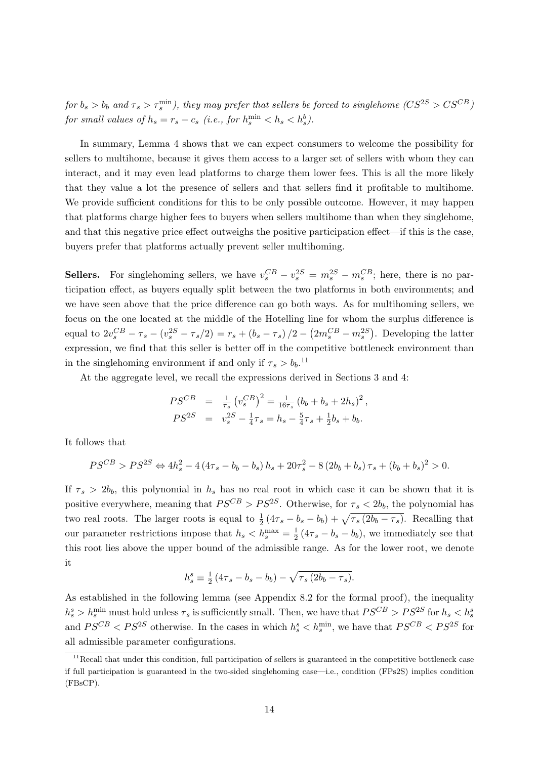*for $b_s > b_b$ and $\tau_s > \tau_s^{\min}$), they may prefer that sellers be forced to singlehome ($CS^{2S} > CS^{CB}$) for small values of $h_s = r_s - c_s$ (i.e., for $h_s^{\min} < h_s < h_s^b$).*

In summary, Lemma 4 shows that we can expect consumers to welcome the possibility for sellers to multihome, because it gives them access to a larger set of sellers with whom they can interact, and it may even lead platforms to charge them lower fees. This is all the more likely that they value a lot the presence of sellers and that sellers find it profitable to multihome. We provide sufficient conditions for this to be only possible outcome. However, it may happen that platforms charge higher fees to buyers when sellers multihome than when they singlehome, and that this negative price effect outweighs the positive participation effect—if this is the case, buyers prefer that platforms actually prevent seller multihoming.

**Sellers.** For singlehoming sellers, we have $v_s^{CB} - v_s^{2S} = m_s^{2S} - m_s^{CB}$; here, there is no participation effect, as buyers equally split between the two platforms in both environments; and we have seen above that the price difference can go both ways. As for multihoming sellers, we focus on the one located at the middle of the Hotelling line for whom the surplus difference is equal to $2v_s^{CB} - \tau_s - (v_s^{2S} - \tau_s/2) = r_s + (b_s - \tau_s)/2 - \left(2m_s^{CB} - m_s^{2S}\right)$. Developing the latter expression, we find that this seller is better off in the competitive bottleneck environment than in the singlehoming environment if and only if $\tau_s > b_b$.[11]

At the aggregate level, we recall the expressions derived in Sections 3 and 4:

$$
\begin{aligned}
PS^{CB} &= \tfrac{1}{\tau_s}\left(v_s^{CB}\right)^2 = \tfrac{1}{16\tau_s}\left(b_b + b_s + 2h_s\right)^2, \\
PS^{2S} &= v_s^{2S} - \tfrac{1}{4}\tau_s = h_s - \tfrac{5}{4}\tau_s + \tfrac{1}{2}b_s + b_b.
\end{aligned}
$$

It follows that

$$
PS^{CB} > PS^{2S} \Leftrightarrow 4h_s^2 - 4\left(4\tau_s - b_b - b_s\right)h_s + 20\tau_s^2 - 8\left(2b_b + b_s\right)\tau_s + \left(b_b + b_s\right)^2 > 0.
$$

If $\tau_s > 2b_b$, this polynomial in $h_s$ has no real root in which case it can be shown that it is positive everywhere, meaning that $PS^{CB} > PS^{2S}$. Otherwise, for $\tau_s < 2b_b$, the polynomial has two real roots. The larger roots is equal to $\frac{1}{2}\left(4\tau_s - b_s - b_b\right) + \sqrt{\tau_s\left(2b_b - \tau_s\right)}$. Recalling that our parameter restrictions impose that $h_s < h_s^{\max} = \frac{1}{2}\left(4\tau_s - b_s - b_b\right)$, we immediately see that this root lies above the upper bound of the admissible range. As for the lower root, we denote it

$$
h_s^s \equiv \tfrac{1}{2}\left(4\tau_s - b_s - b_b\right) - \sqrt{\tau_s\left(2b_b - \tau_s\right)}.
$$

As established in the following lemma (see Appendix 8.2 for the formal proof), the inequality $h_s^s > h_s^{\min}$ must hold unless $\tau_s$ is sufficiently small. Then, we have that $PS^{CB} > PS^{2S}$ for $h_s < h_s^s$ and $PS^{CB} < PS^{2S}$ otherwise. In the cases in which $h_s^s < h_s^{\min}$, we have that $PS^{CB} < PS^{2S}$ for all admissible parameter configurations.

[11] Recall that under this condition, full participation of sellers is guaranteed in the competitive bottleneck case if full participation is guaranteed in the two-sided singlehoming case—i.e., condition (FPs2S) implies condition (FBsCP).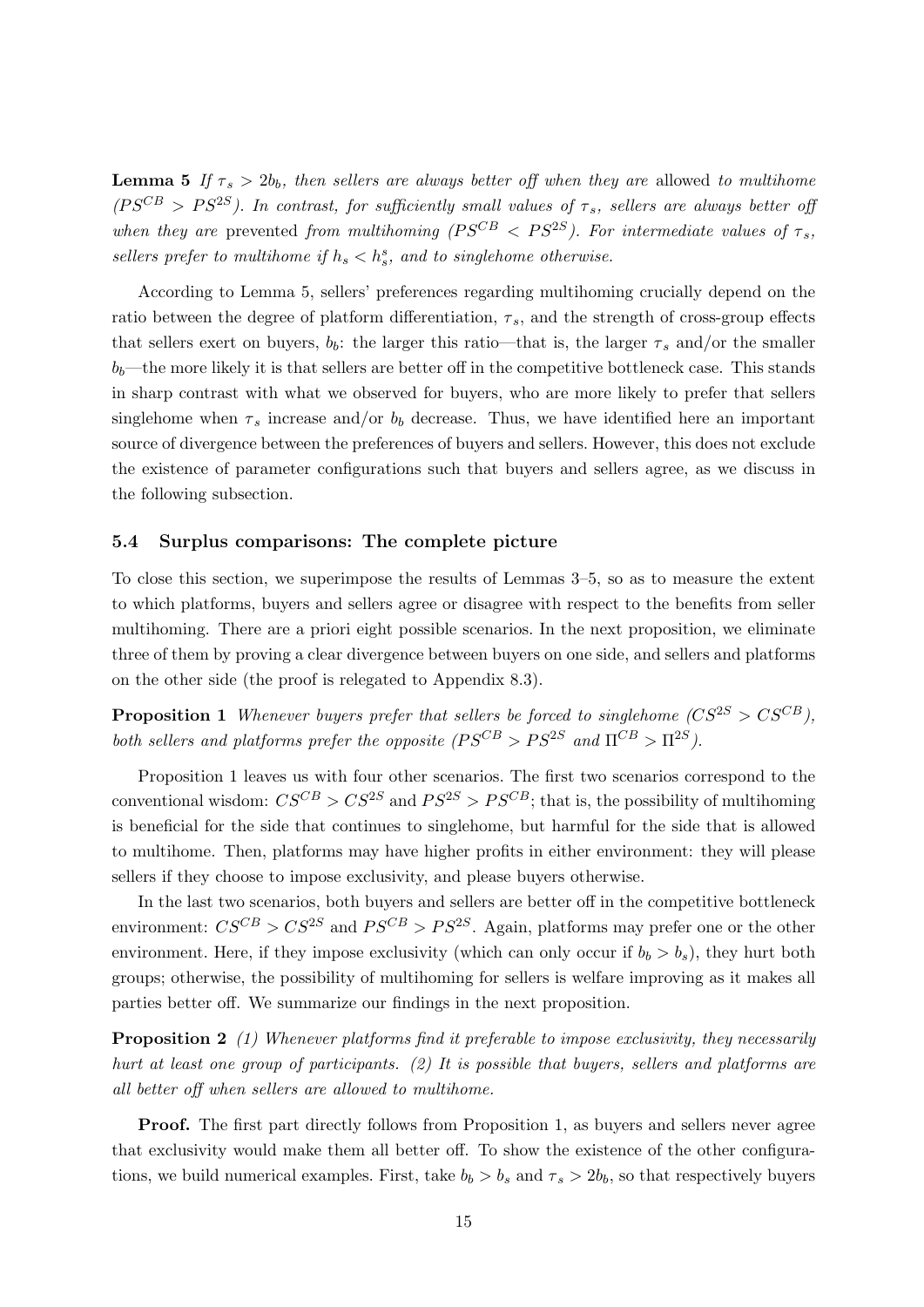**Lemma 5** *If $\tau_s > 2b_b$, then sellers are always better off when they are* allowed *to multihome ($PS^{CB} > PS^{2S}$). In contrast, for sufficiently small values of $\tau_s$, sellers are always better off when they are* prevented *from multihoming ($PS^{CB} < PS^{2S}$). For intermediate values of $\tau_s$, sellers prefer to multihome if $h_s < h_s^s$, and to singlehome otherwise.*

According to Lemma 5, sellers' preferences regarding multihoming crucially depend on the ratio between the degree of platform differentiation, $\tau_s$, and the strength of cross-group effects that sellers exert on buyers, $b_b$: the larger this ratio—that is, the larger $\tau_s$ and/or the smaller $b_b$—the more likely it is that sellers are better off in the competitive bottleneck case. This stands in sharp contrast with what we observed for buyers, who are more likely to prefer that sellers singlehome when $\tau_s$ increase and/or $b_b$ decrease. Thus, we have identified here an important source of divergence between the preferences of buyers and sellers. However, this does not exclude the existence of parameter configurations such that buyers and sellers agree, as we discuss in the following subsection.

### 5.4 Surplus comparisons: The complete picture

To close this section, we superimpose the results of Lemmas 3–5, so as to measure the extent to which platforms, buyers and sellers agree or disagree with respect to the benefits from seller multihoming. There are a priori eight possible scenarios. In the next proposition, we eliminate three of them by proving a clear divergence between buyers on one side, and sellers and platforms on the other side (the proof is relegated to Appendix 8.3).

**Proposition 1** *Whenever buyers prefer that sellers be forced to singlehome ($CS^{2S} > CS^{CB}$), both sellers and platforms prefer the opposite ($PS^{CB} > PS^{2S}$ and $\Pi^{CB} > \Pi^{2S}$).*

Proposition 1 leaves us with four other scenarios. The first two scenarios correspond to the conventional wisdom: $CS^{CB} > CS^{2S}$ and $PS^{2S} > PS^{CB}$; that is, the possibility of multihoming is beneficial for the side that continues to singlehome, but harmful for the side that is allowed to multihome. Then, platforms may have higher profits in either environment: they will please sellers if they choose to impose exclusivity, and please buyers otherwise.

In the last two scenarios, both buyers and sellers are better off in the competitive bottleneck environment: $CS^{CB} > CS^{2S}$ and $PS^{CB} > PS^{2S}$. Again, platforms may prefer one or the other environment. Here, if they impose exclusivity (which can only occur if $b_b > b_s$), they hurt both groups; otherwise, the possibility of multihoming for sellers is welfare improving as it makes all parties better off. We summarize our findings in the next proposition.

**Proposition 2** *(1) Whenever platforms find it preferable to impose exclusivity, they necessarily hurt at least one group of participants. (2) It is possible that buyers, sellers and platforms are all better off when sellers are allowed to multihome.*

**Proof.** The first part directly follows from Proposition 1, as buyers and sellers never agree that exclusivity would make them all better off. To show the existence of the other configurations, we build numerical examples. First, take $b_b > b_s$ and $\tau_s > 2b_b$, so that respectively buyers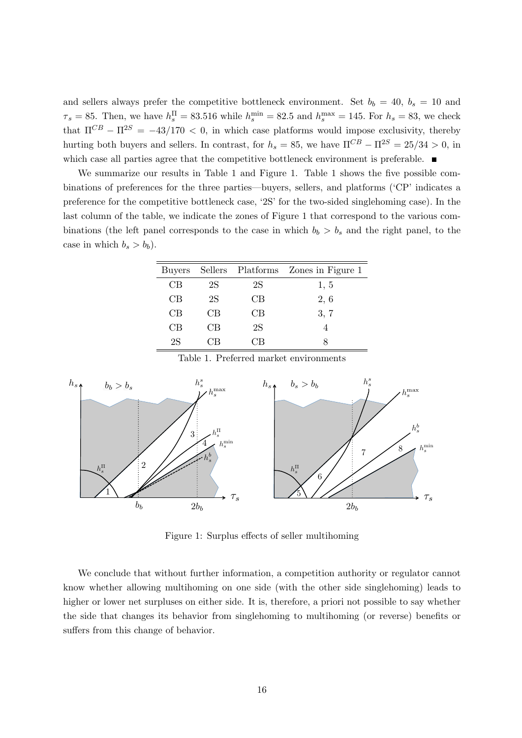and sellers always prefer the competitive bottleneck environment. Set $b_b = 40$, $b_s = 10$ and $\tau_s = 85$. Then, we have $h_s^{\Pi} = 83.516$ while $h_s^{\min} = 82.5$ and $h_s^{\max} = 145$. For $h_s = 83$, we check that $\Pi^{CB} - \Pi^{2S} = -43/170 < 0$, in which case platforms would impose exclusivity, thereby hurting both buyers and sellers. In contrast, for $h_s = 85$, we have $\Pi^{CB} - \Pi^{2S} = 25/34 > 0$, in which case all parties agree that the competitive bottleneck environment is preferable. ■

We summarize our results in Table 1 and Figure 1. Table 1 shows the five possible combinations of preferences for the three parties—buyers, sellers, and platforms ('CP' indicates a preference for the competitive bottleneck case, '2S' for the two-sided singlehoming case). In the last column of the table, we indicate the zones of Figure 1 that correspond to the various combinations (the left panel corresponds to the case in which $b_b > b_s$ and the right panel, to the case in which $b_s > b_b$).

| Buyers | Sellers | Platforms | Zones in Figure 1 |
|---|---|---|---|
| CB | 2S | 2S | 1, 5 |
| CB | 2S | CB | 2, 6 |
| CB | CB | CB | 3, 7 |
| CB | CB | 2S | 4 |
| 2S | CB | CB | 8 |

Table 1. Preferred market environments

Figure 1: Surplus effects of seller multihoming

We conclude that without further information, a competition authority or regulator cannot know whether allowing multihoming on one side (with the other side singlehoming) leads to higher or lower net surpluses on either side. It is, therefore, a priori not possible to say whether the side that changes its behavior from singlehoming to multihoming (or reverse) benefits or suffers from this change of behavior.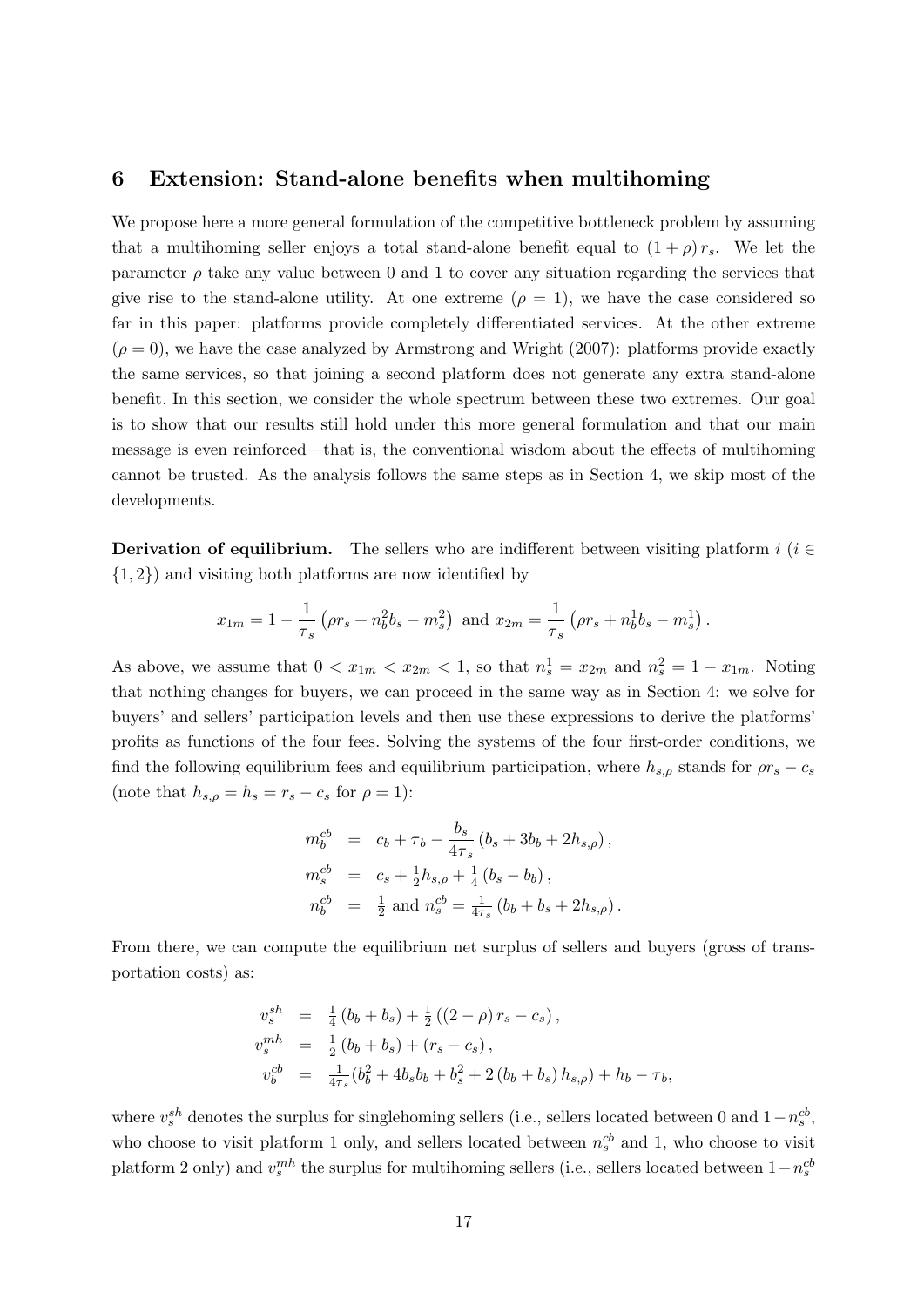## 6 Extension: Stand-alone benefits when multihoming

We propose here a more general formulation of the competitive bottleneck problem by assuming that a multihoming seller enjoys a total stand-alone benefit equal to $(1+\rho)\,r_s$. We let the parameter $\rho$ take any value between 0 and 1 to cover any situation regarding the services that give rise to the stand-alone utility. At one extreme ($\rho = 1$), we have the case considered so far in this paper: platforms provide completely differentiated services. At the other extreme ($\rho = 0$), we have the case analyzed by Armstrong and Wright (2007): platforms provide exactly the same services, so that joining a second platform does not generate any extra stand-alone benefit. In this section, we consider the whole spectrum between these two extremes. Our goal is to show that our results still hold under this more general formulation and that our main message is even reinforced—that is, the conventional wisdom about the effects of multihoming cannot be trusted. As the analysis follows the same steps as in Section 4, we skip most of the developments.

**Derivation of equilibrium.** The sellers who are indifferent between visiting platform $i$ ($i \in \{1,2\}$) and visiting both platforms are now identified by

$$x_{1m} = 1 - \frac{1}{\tau_s}\left(\rho r_s + n_b^2 b_s - m_s^2\right) \text{ and } x_{2m} = \frac{1}{\tau_s}\left(\rho r_s + n_b^1 b_s - m_s^1\right).$$

As above, we assume that $0 < x_{1m} < x_{2m} < 1$, so that $n_s^1 = x_{2m}$ and $n_s^2 = 1 - x_{1m}$. Noting that nothing changes for buyers, we can proceed in the same way as in Section 4: we solve for buyers' and sellers' participation levels and then use these expressions to derive the platforms' profits as functions of the four fees. Solving the systems of the four first-order conditions, we find the following equilibrium fees and equilibrium participation, where $h_{s,\rho}$ stands for $\rho r_s - c_s$ (note that $h_{s,\rho} = h_s = r_s - c_s$ for $\rho = 1$):

$$\begin{aligned}
m_b^{cb} &= c_b + \tau_b - \frac{b_s}{4\tau_s}\left(b_s + 3b_b + 2h_{s,\rho}\right), \\
m_s^{cb} &= c_s + \tfrac{1}{2}h_{s,\rho} + \tfrac{1}{4}\left(b_s - b_b\right), \\
n_b^{cb} &= \tfrac{1}{2} \text{ and } n_s^{cb} = \tfrac{1}{4\tau_s}\left(b_b + b_s + 2h_{s,\rho}\right).
\end{aligned}$$

From there, we can compute the equilibrium net surplus of sellers and buyers (gross of transportation costs) as:

$$\begin{aligned}
v_s^{sh} &= \tfrac{1}{4}\left(b_b + b_s\right) + \tfrac{1}{2}\left((2-\rho)\,r_s - c_s\right), \\
v_s^{mh} &= \tfrac{1}{2}\left(b_b + b_s\right) + \left(r_s - c_s\right), \\
v_b^{cb} &= \tfrac{1}{4\tau_s}\left(b_b^2 + 4b_s b_b + b_s^2 + 2\left(b_b + b_s\right)h_{s,\rho}\right) + h_b - \tau_b,
\end{aligned}$$

where $v_s^{sh}$ denotes the surplus for singlehoming sellers (i.e., sellers located between 0 and $1 - n_s^{cb}$, who choose to visit platform 1 only, and sellers located between $n_s^{cb}$ and 1, who choose to visit platform 2 only) and $v_s^{mh}$ the surplus for multihoming sellers (i.e., sellers located between $1 - n_s^{cb}$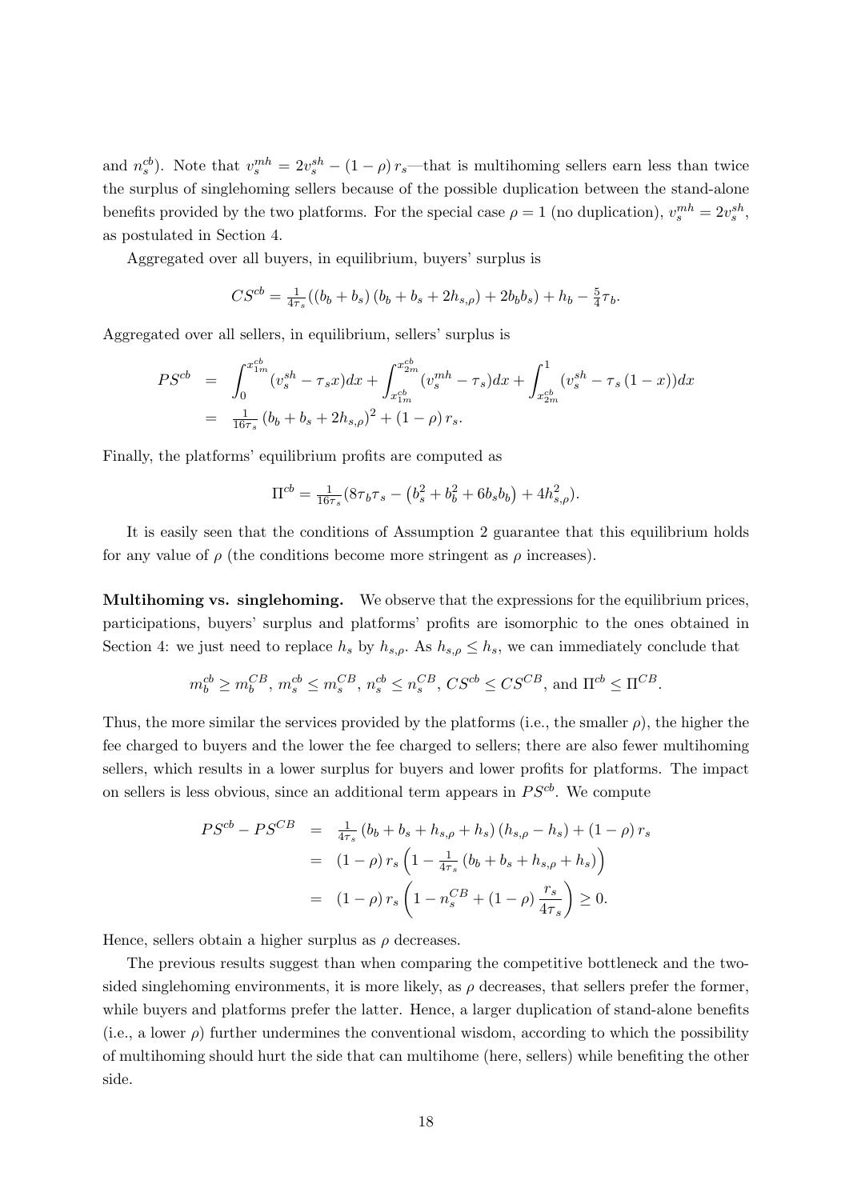and $n_s^{cb}$). Note that $v_s^{mh} = 2v_s^{sh} - (1-\rho) r_s$—that is multihoming sellers earn less than twice the surplus of singlehoming sellers because of the possible duplication between the stand-alone benefits provided by the two platforms. For the special case $\rho = 1$ (no duplication), $v_s^{mh} = 2v_s^{sh}$, as postulated in Section 4.

Aggregated over all buyers, in equilibrium, buyers' surplus is

$$CS^{cb} = \tfrac{1}{4\tau_s}\left((b_b + b_s)(b_b + b_s + 2h_{s,\rho}) + 2b_b b_s\right) + h_b - \tfrac{5}{4}\tau_b.$$

Aggregated over all sellers, in equilibrium, sellers' surplus is

$$\begin{aligned} PS^{cb} &= \int_0^{x_{1m}^{cb}} (v_s^{sh} - \tau_s x) dx + \int_{x_{1m}^{cb}}^{x_{2m}^{cb}} (v_s^{mh} - \tau_s) dx + \int_{x_{2m}^{cb}}^{1} (v_s^{sh} - \tau_s (1-x)) dx \\ &= \tfrac{1}{16\tau_s}(b_b + b_s + 2h_{s,\rho})^2 + (1-\rho) r_s. \end{aligned}$$

Finally, the platforms' equilibrium profits are computed as

$$\Pi^{cb} = \tfrac{1}{16\tau_s}(8\tau_b\tau_s - \left(b_s^2 + b_b^2 + 6b_s b_b\right) + 4h_{s,\rho}^2).$$

It is easily seen that the conditions of Assumption 2 guarantee that this equilibrium holds for any value of $\rho$ (the conditions become more stringent as $\rho$ increases).

**Multihoming vs. singlehoming.** We observe that the expressions for the equilibrium prices, participations, buyers' surplus and platforms' profits are isomorphic to the ones obtained in Section 4: we just need to replace $h_s$ by $h_{s,\rho}$. As $h_{s,\rho} \leq h_s$, we can immediately conclude that

$$m_b^{cb} \geq m_b^{CB},\ m_s^{cb} \leq m_s^{CB},\ n_s^{cb} \leq n_s^{CB},\ CS^{cb} \leq CS^{CB}, \text{ and } \Pi^{cb} \leq \Pi^{CB}.$$

Thus, the more similar the services provided by the platforms (i.e., the smaller $\rho$), the higher the fee charged to buyers and the lower the fee charged to sellers; there are also fewer multihoming sellers, which results in a lower surplus for buyers and lower profits for platforms. The impact on sellers is less obvious, since an additional term appears in $PS^{cb}$. We compute

$$\begin{aligned} PS^{cb} - PS^{CB} &= \tfrac{1}{4\tau_s}(b_b + b_s + h_{s,\rho} + h_s)(h_{s,\rho} - h_s) + (1-\rho) r_s \\ &= (1-\rho) r_s \left(1 - \tfrac{1}{4\tau_s}(b_b + b_s + h_{s,\rho} + h_s)\right) \\ &= (1-\rho) r_s \left(1 - n_s^{CB} + (1-\rho)\frac{r_s}{4\tau_s}\right) \geq 0. \end{aligned}$$

Hence, sellers obtain a higher surplus as $\rho$ decreases.

The previous results suggest than when comparing the competitive bottleneck and the two-sided singlehoming environments, it is more likely, as $\rho$ decreases, that sellers prefer the former, while buyers and platforms prefer the latter. Hence, a larger duplication of stand-alone benefits (i.e., a lower $\rho$) further undermines the conventional wisdom, according to which the possibility of multihoming should hurt the side that can multihome (here, sellers) while benefiting the other side.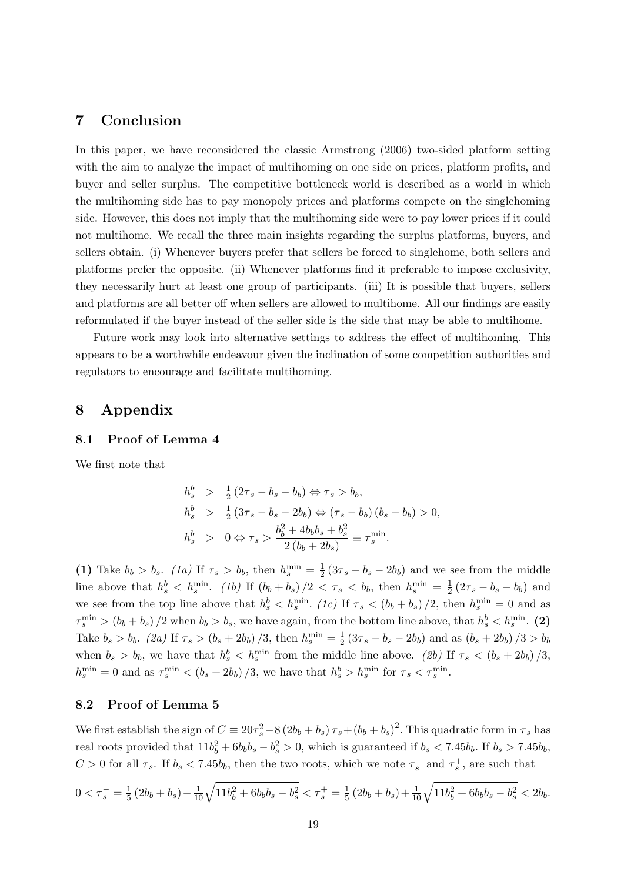# 7 Conclusion

In this paper, we have reconsidered the classic Armstrong (2006) two-sided platform setting with the aim to analyze the impact of multihoming on one side on prices, platform profits, and buyer and seller surplus. The competitive bottleneck world is described as a world in which the multihoming side has to pay monopoly prices and platforms compete on the singlehoming side. However, this does not imply that the multihoming side were to pay lower prices if it could not multihome. We recall the three main insights regarding the surplus platforms, buyers, and sellers obtain. (i) Whenever buyers prefer that sellers be forced to singlehome, both sellers and platforms prefer the opposite. (ii) Whenever platforms find it preferable to impose exclusivity, they necessarily hurt at least one group of participants. (iii) It is possible that buyers, sellers and platforms are all better off when sellers are allowed to multihome. All our findings are easily reformulated if the buyer instead of the seller side is the side that may be able to multihome.

Future work may look into alternative settings to address the effect of multihoming. This appears to be a worthwhile endeavour given the inclination of some competition authorities and regulators to encourage and facilitate multihoming.

# 8 Appendix

## 8.1 Proof of Lemma 4

We first note that

$$
\begin{aligned}
h_s^b &> \tfrac{1}{2}\left(2\tau_s - b_s - b_b\right) \Leftrightarrow \tau_s > b_b, \\
h_s^b &> \tfrac{1}{2}\left(3\tau_s - b_s - 2b_b\right) \Leftrightarrow \left(\tau_s - b_b\right)\left(b_s - b_b\right) > 0, \\
h_s^b &> 0 \Leftrightarrow \tau_s > \frac{b_b^2 + 4b_b b_s + b_s^2}{2\left(b_b + 2b_s\right)} \equiv \tau_s^{\min}.
\end{aligned}
$$

**(1)** Take $b_b > b_s$. *(1a)* If $\tau_s > b_b$, then $h_s^{\min} = \frac{1}{2}\left(3\tau_s - b_s - 2b_b\right)$ and we see from the middle line above that $h_s^b < h_s^{\min}$. *(1b)* If $\left(b_b + b_s\right)/2 < \tau_s < b_b$, then $h_s^{\min} = \frac{1}{2}\left(2\tau_s - b_s - b_b\right)$ and we see from the top line above that $h_s^b < h_s^{\min}$. *(1c)* If $\tau_s < \left(b_b + b_s\right)/2$, then $h_s^{\min} = 0$ and as $\tau_s^{\min} > \left(b_b + b_s\right)/2$ when $b_b > b_s$, we have again, from the bottom line above, that $h_s^b < h_s^{\min}$. **(2)** Take $b_s > b_b$. *(2a)* If $\tau_s > \left(b_s + 2b_b\right)/3$, then $h_s^{\min} = \frac{1}{2}\left(3\tau_s - b_s - 2b_b\right)$ and as $\left(b_s + 2b_b\right)/3 > b_b$ when $b_s > b_b$, we have that $h_s^b < h_s^{\min}$ from the middle line above. *(2b)* If $\tau_s < \left(b_s + 2b_b\right)/3$, $h_s^{\min} = 0$ and as $\tau_s^{\min} < \left(b_s + 2b_b\right)/3$, we have that $h_s^b > h_s^{\min}$ for $\tau_s < \tau_s^{\min}$.

## 8.2 Proof of Lemma 5

We first establish the sign of $C \equiv 20\tau_s^2 - 8\left(2b_b + b_s\right)\tau_s + \left(b_b + b_s\right)^2$. This quadratic form in $\tau_s$ has real roots provided that $11b_b^2 + 6b_b b_s - b_s^2 > 0$, which is guaranteed if $b_s < 7.45b_b$. If $b_s > 7.45b_b$, $C > 0$ for all $\tau_s$. If $b_s < 7.45b_b$, then the two roots, which we note $\tau_s^-$ and $\tau_s^+$, are such that

$$
0 < \tau_s^- = \tfrac{1}{5}\left(2b_b + b_s\right) - \tfrac{1}{10}\sqrt{11b_b^2 + 6b_b b_s - b_s^2} < \tau_s^+ = \tfrac{1}{5}\left(2b_b + b_s\right) + \tfrac{1}{10}\sqrt{11b_b^2 + 6b_b b_s - b_s^2} < 2b_b.
$$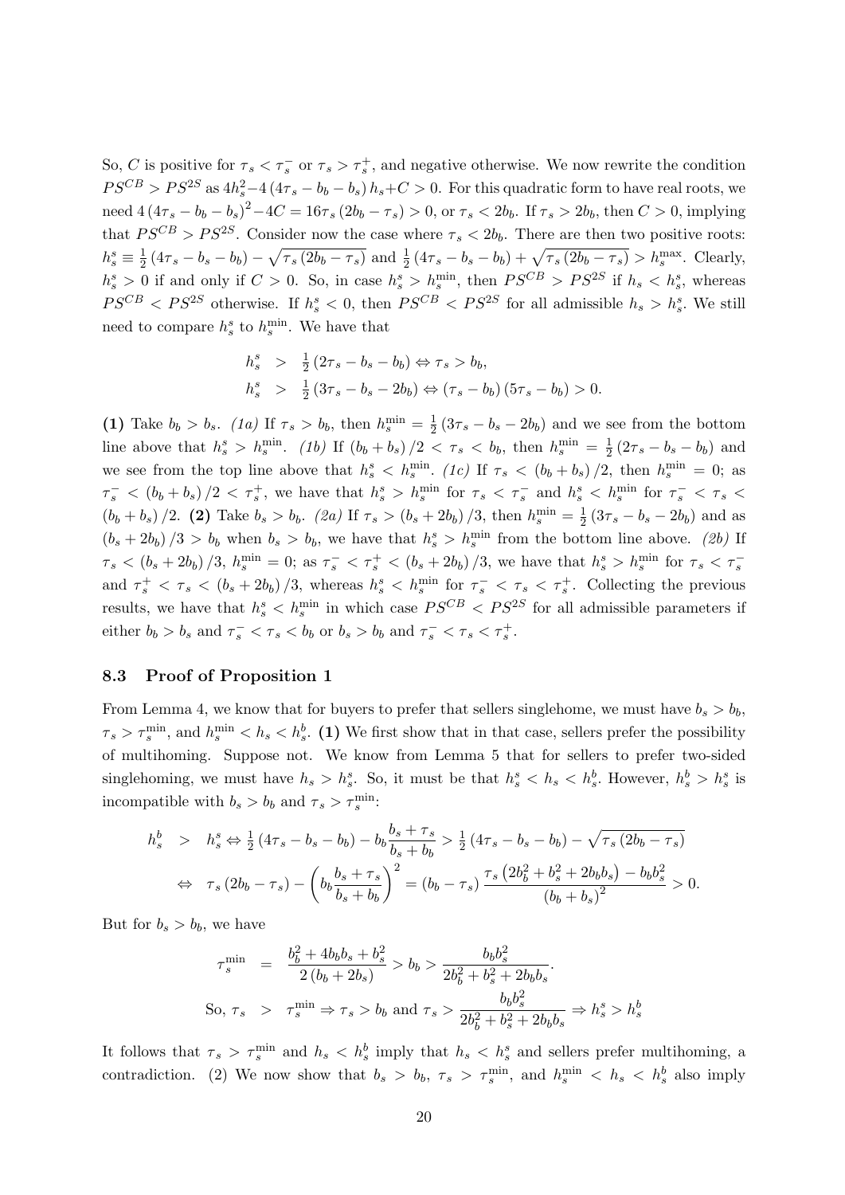So, $C$ is positive for $\tau_s < \tau_s^-$ or $\tau_s > \tau_s^+$, and negative otherwise. We now rewrite the condition $PS^{CB} > PS^{2S}$ as $4h_s^2 - 4(4\tau_s - b_b - b_s)h_s + C > 0$. For this quadratic form to have real roots, we need $4(4\tau_s - b_b - b_s)^2 - 4C = 16\tau_s(2b_b - \tau_s) > 0$, or $\tau_s < 2b_b$. If $\tau_s > 2b_b$, then $C > 0$, implying that $PS^{CB} > PS^{2S}$. Consider now the case where $\tau_s < 2b_b$. There are then two positive roots: $h_s^s \equiv \frac{1}{2}(4\tau_s - b_s - b_b) - \sqrt{\tau_s(2b_b - \tau_s)}$ and $\frac{1}{2}(4\tau_s - b_s - b_b) + \sqrt{\tau_s(2b_b - \tau_s)} > h_s^{\max}$. Clearly, $h_s^s > 0$ if and only if $C > 0$. So, in case $h_s^s > h_s^{\min}$, then $PS^{CB} > PS^{2S}$ if $h_s < h_s^s$, whereas $PS^{CB} < PS^{2S}$ otherwise. If $h_s^s < 0$, then $PS^{CB} < PS^{2S}$ for all admissible $h_s > h_s^s$. We still need to compare $h_s^s$ to $h_s^{\min}$. We have that

$$
\begin{aligned}
h_s^s &> \tfrac{1}{2}(2\tau_s - b_s - b_b) \Leftrightarrow \tau_s > b_b, \\
h_s^s &> \tfrac{1}{2}(3\tau_s - b_s - 2b_b) \Leftrightarrow (\tau_s - b_b)(5\tau_s - b_b) > 0.
\end{aligned}
$$

**(1)** Take $b_b > b_s$. *(1a)* If $\tau_s > b_b$, then $h_s^{\min} = \frac{1}{2}(3\tau_s - b_s - 2b_b)$ and we see from the bottom line above that $h_s^s > h_s^{\min}$. *(1b)* If $(b_b + b_s)/2 < \tau_s < b_b$, then $h_s^{\min} = \frac{1}{2}(2\tau_s - b_s - b_b)$ and we see from the top line above that $h_s^s < h_s^{\min}$. *(1c)* If $\tau_s < (b_b + b_s)/2$, then $h_s^{\min} = 0$; as $\tau_s^- < (b_b + b_s)/2 < \tau_s^+$, we have that $h_s^s > h_s^{\min}$ for $\tau_s < \tau_s^-$ and $h_s^s < h_s^{\min}$ for $\tau_s^- < \tau_s < (b_b + b_s)/2$. **(2)** Take $b_s > b_b$. *(2a)* If $\tau_s > (b_s + 2b_b)/3$, then $h_s^{\min} = \frac{1}{2}(3\tau_s - b_s - 2b_b)$ and as $(b_s + 2b_b)/3 > b_b$ when $b_s > b_b$, we have that $h_s^s > h_s^{\min}$ from the bottom line above. *(2b)* If $\tau_s < (b_s + 2b_b)/3$, $h_s^{\min} = 0$; as $\tau_s^- < \tau_s^+ < (b_s + 2b_b)/3$, we have that $h_s^s > h_s^{\min}$ for $\tau_s < \tau_s^-$ and $\tau_s^+ < \tau_s < (b_s + 2b_b)/3$, whereas $h_s^s < h_s^{\min}$ for $\tau_s^- < \tau_s < \tau_s^+$. Collecting the previous results, we have that $h_s^s < h_s^{\min}$ in which case $PS^{CB} < PS^{2S}$ for all admissible parameters if either $b_b > b_s$ and $\tau_s^- < \tau_s < b_b$ or $b_s > b_b$ and $\tau_s^- < \tau_s < \tau_s^+$.

### 8.3 Proof of Proposition 1

From Lemma 4, we know that for buyers to prefer that sellers singlehome, we must have $b_s > b_b$, $\tau_s > \tau_s^{\min}$, and $h_s^{\min} < h_s < h_s^b$. **(1)** We first show that in that case, sellers prefer the possibility of multihoming. Suppose not. We know from Lemma 5 that for sellers to prefer two-sided singlehoming, we must have $h_s > h_s^s$. So, it must be that $h_s^s < h_s < h_s^b$. However, $h_s^b > h_s^s$ is incompatible with $b_s > b_b$ and $\tau_s > \tau_s^{\min}$:

$$
\begin{aligned}
h_s^b &> h_s^s \Leftrightarrow \tfrac{1}{2}(4\tau_s - b_s - b_b) - b_b\frac{b_s + \tau_s}{b_s + b_b} > \tfrac{1}{2}(4\tau_s - b_s - b_b) - \sqrt{\tau_s(2b_b - \tau_s)} \\
&\Leftrightarrow \tau_s(2b_b - \tau_s) - \left(b_b\frac{b_s + \tau_s}{b_s + b_b}\right)^2 = (b_b - \tau_s)\frac{\tau_s(2b_b^2 + b_s^2 + 2b_b b_s) - b_b b_s^2}{(b_b + b_s)^2} > 0.
\end{aligned}
$$

But for $b_s > b_b$, we have

$$
\begin{aligned}
\tau_s^{\min} &= \frac{b_b^2 + 4b_b b_s + b_s^2}{2(b_b + 2b_s)} > b_b > \frac{b_b b_s^2}{2b_b^2 + b_s^2 + 2b_b b_s}. \\
\text{So, } \tau_s &> \tau_s^{\min} \Rightarrow \tau_s > b_b \text{ and } \tau_s > \frac{b_b b_s^2}{2b_b^2 + b_s^2 + 2b_b b_s} \Rightarrow h_s^s > h_s^b
\end{aligned}
$$

It follows that $\tau_s > \tau_s^{\min}$ and $h_s < h_s^b$ imply that $h_s < h_s^s$ and sellers prefer multihoming, a contradiction. (2) We now show that $b_s > b_b$, $\tau_s > \tau_s^{\min}$, and $h_s^{\min} < h_s < h_s^b$ also imply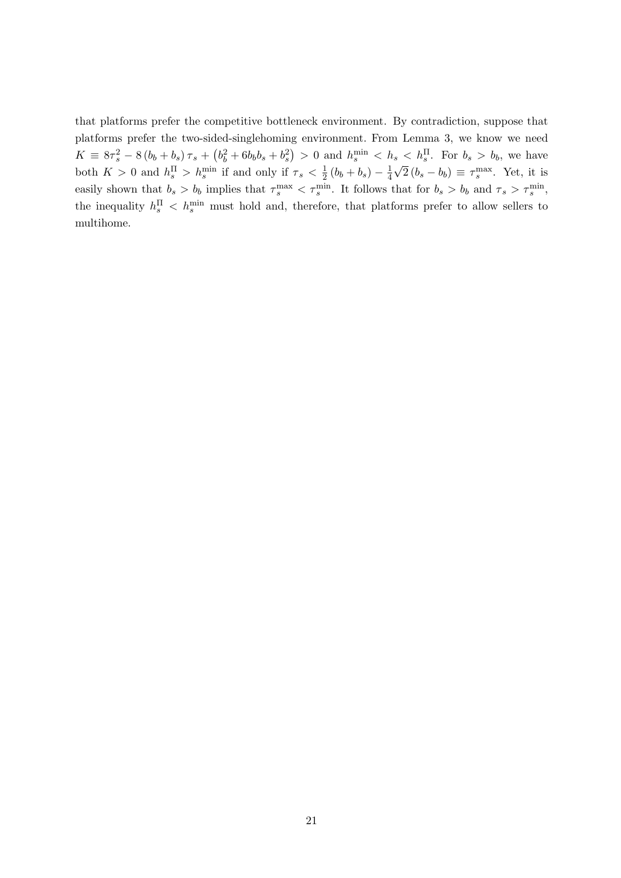that platforms prefer the competitive bottleneck environment. By contradiction, suppose that platforms prefer the two-sided-singlehoming environment. From Lemma 3, we know we need $K \equiv 8\tau_s^2 - 8(b_b + b_s)\tau_s + (b_b^2 + 6b_b b_s + b_s^2) > 0$ and $h_s^{\min} < h_s < h_s^{\Pi}$. For $b_s > b_b$, we have both $K > 0$ and $h_s^{\Pi} > h_s^{\min}$ if and only if $\tau_s < \frac{1}{2}(b_b + b_s) - \frac{1}{4}\sqrt{2}(b_s - b_b) \equiv \tau_s^{\max}$. Yet, it is easily shown that $b_s > b_b$ implies that $\tau_s^{\max} < \tau_s^{\min}$. It follows that for $b_s > b_b$ and $\tau_s > \tau_s^{\min}$, the inequality $h_s^{\Pi} < h_s^{\min}$ must hold and, therefore, that platforms prefer to allow sellers to multihome.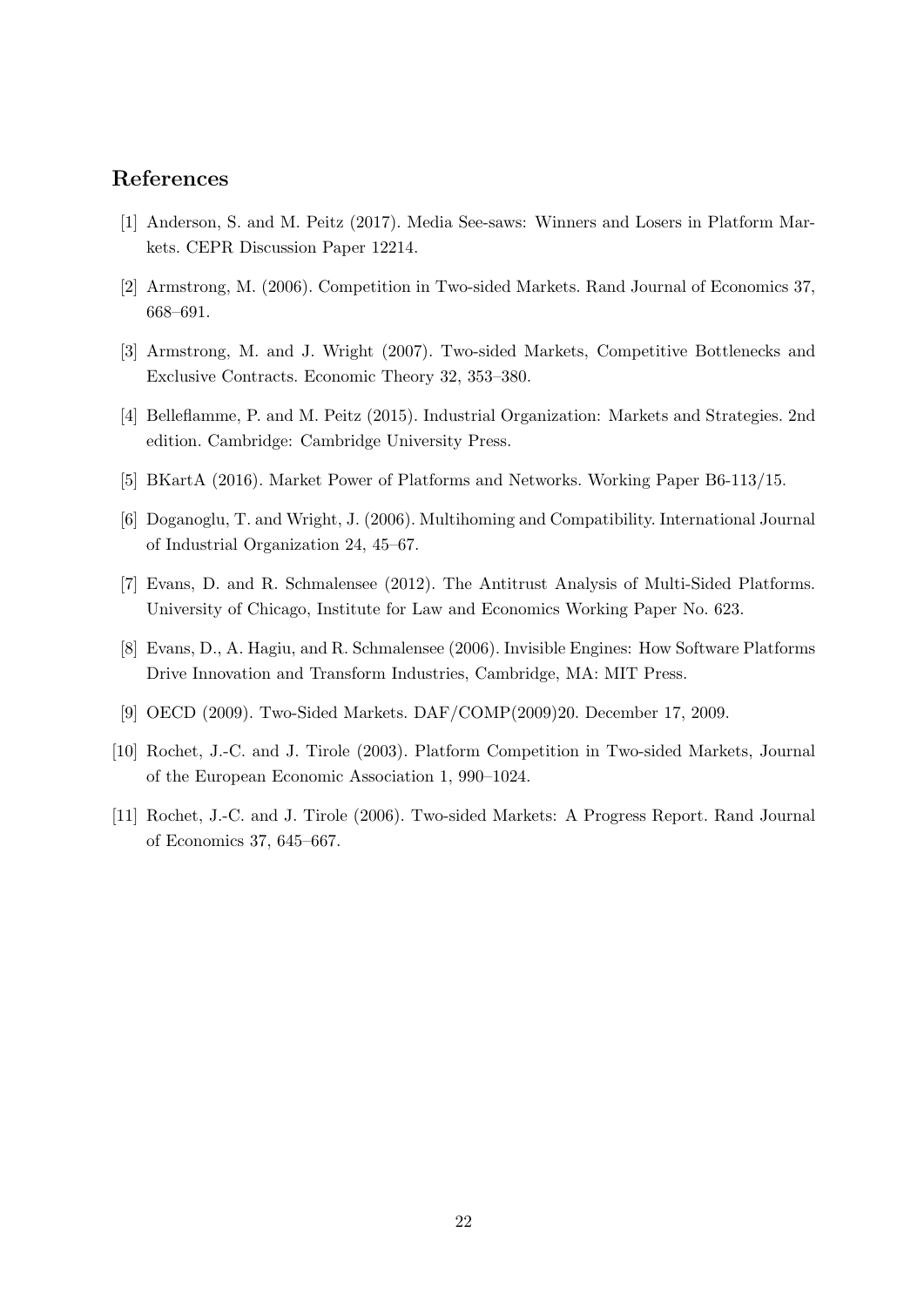## References

[1] Anderson, S. and M. Peitz (2017). Media See-saws: Winners and Losers in Platform Markets. CEPR Discussion Paper 12214.

[2] Armstrong, M. (2006). Competition in Two-sided Markets. Rand Journal of Economics 37, 668–691.

[3] Armstrong, M. and J. Wright (2007). Two-sided Markets, Competitive Bottlenecks and Exclusive Contracts. Economic Theory 32, 353–380.

[4] Belleflamme, P. and M. Peitz (2015). Industrial Organization: Markets and Strategies. 2nd edition. Cambridge: Cambridge University Press.

[5] BKartA (2016). Market Power of Platforms and Networks. Working Paper B6-113/15.

[6] Doganoglu, T. and Wright, J. (2006). Multihoming and Compatibility. International Journal of Industrial Organization 24, 45–67.

[7] Evans, D. and R. Schmalensee (2012). The Antitrust Analysis of Multi-Sided Platforms. University of Chicago, Institute for Law and Economics Working Paper No. 623.

[8] Evans, D., A. Hagiu, and R. Schmalensee (2006). Invisible Engines: How Software Platforms Drive Innovation and Transform Industries, Cambridge, MA: MIT Press.

[9] OECD (2009). Two-Sided Markets. DAF/COMP(2009)20. December 17, 2009.

[10] Rochet, J.-C. and J. Tirole (2003). Platform Competition in Two-sided Markets, Journal of the European Economic Association 1, 990–1024.

[11] Rochet, J.-C. and J. Tirole (2006). Two-sided Markets: A Progress Report. Rand Journal of Economics 37, 645–667.